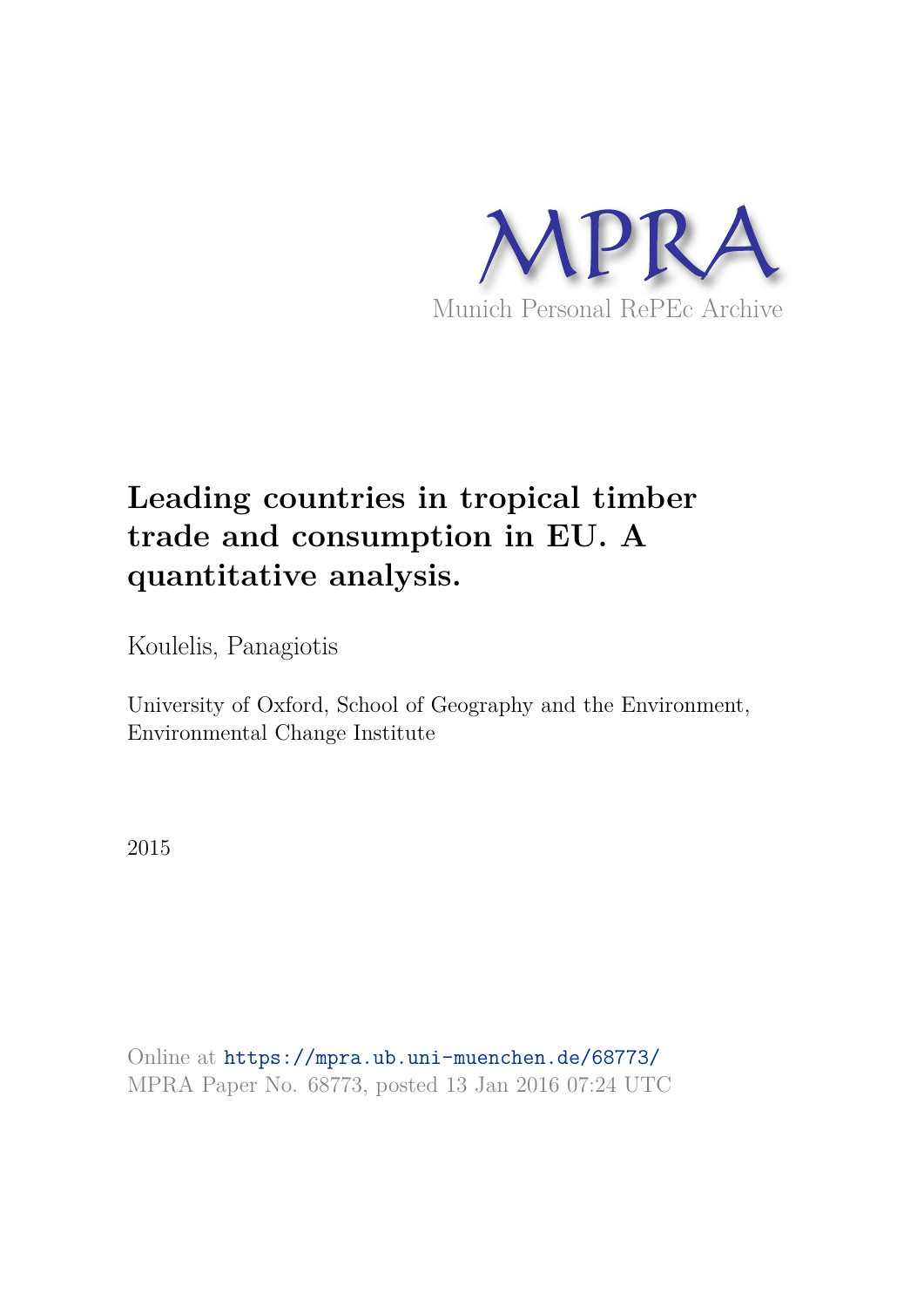MPRA

Munich Personal RePEc Archive

# Leading countries in tropical timber trade and consumption in EU. A quantitative analysis.

Koulelis, Panagiotis

University of Oxford, School of Geography and the Environment, Environmental Change Institute

2015

Online at https://mpra.ub.uni-muenchen.de/68773/
MPRA Paper No. 68773, posted 13 Jan 2016 07:24 UTC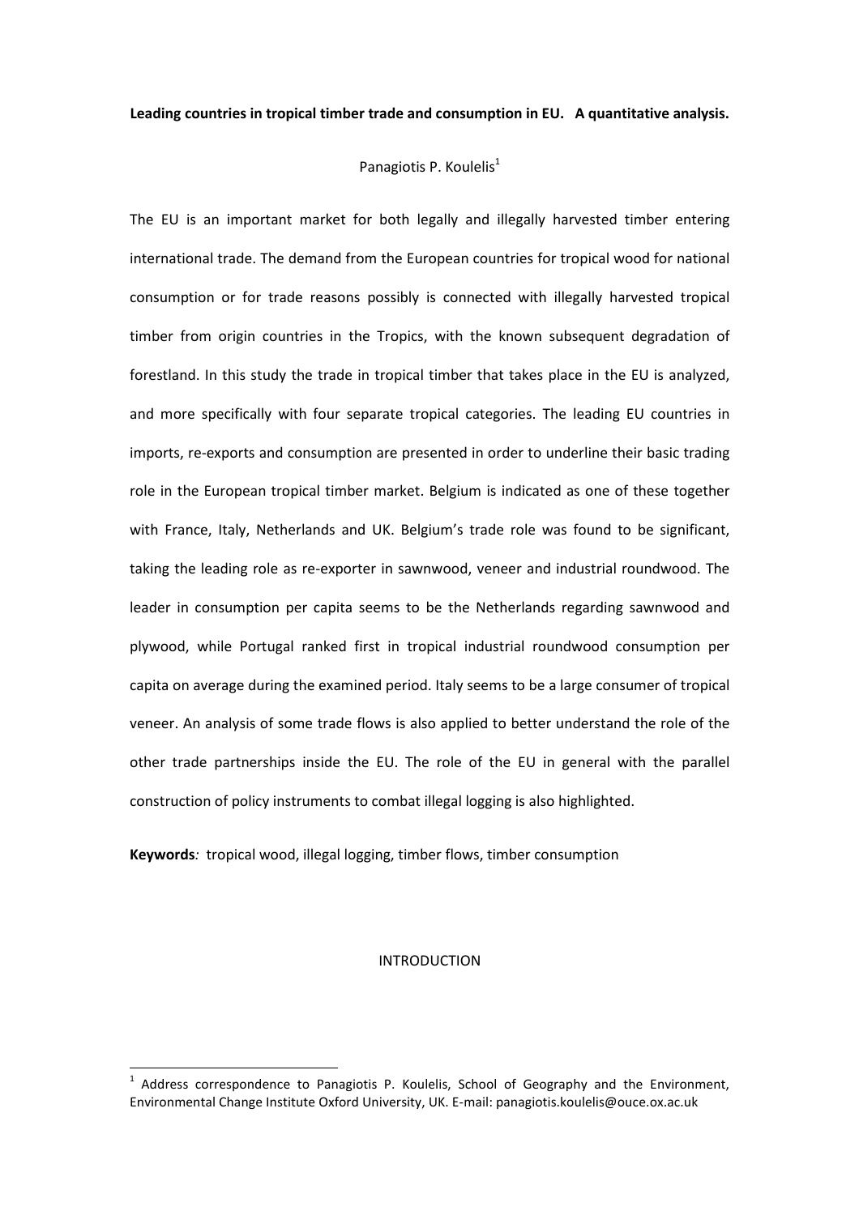**Leading countries in tropical timber trade and consumption in EU. A quantitative analysis.**

Panagiotis P. Koulelis[1]

The EU is an important market for both legally and illegally harvested timber entering international trade. The demand from the European countries for tropical wood for national consumption or for trade reasons possibly is connected with illegally harvested tropical timber from origin countries in the Tropics, with the known subsequent degradation of forestland. In this study the trade in tropical timber that takes place in the EU is analyzed, and more specifically with four separate tropical categories. The leading EU countries in imports, re-exports and consumption are presented in order to underline their basic trading role in the European tropical timber market. Belgium is indicated as one of these together with France, Italy, Netherlands and UK. Belgium's trade role was found to be significant, taking the leading role as re-exporter in sawnwood, veneer and industrial roundwood. The leader in consumption per capita seems to be the Netherlands regarding sawnwood and plywood, while Portugal ranked first in tropical industrial roundwood consumption per capita on average during the examined period. Italy seems to be a large consumer of tropical veneer. An analysis of some trade flows is also applied to better understand the role of the other trade partnerships inside the EU. The role of the EU in general with the parallel construction of policy instruments to combat illegal logging is also highlighted.

**Keywords**: tropical wood, illegal logging, timber flows, timber consumption

## INTRODUCTION

[1] Address correspondence to Panagiotis P. Koulelis, School of Geography and the Environment, Environmental Change Institute Oxford University, UK. E-mail: panagiotis.koulelis@ouce.ox.ac.uk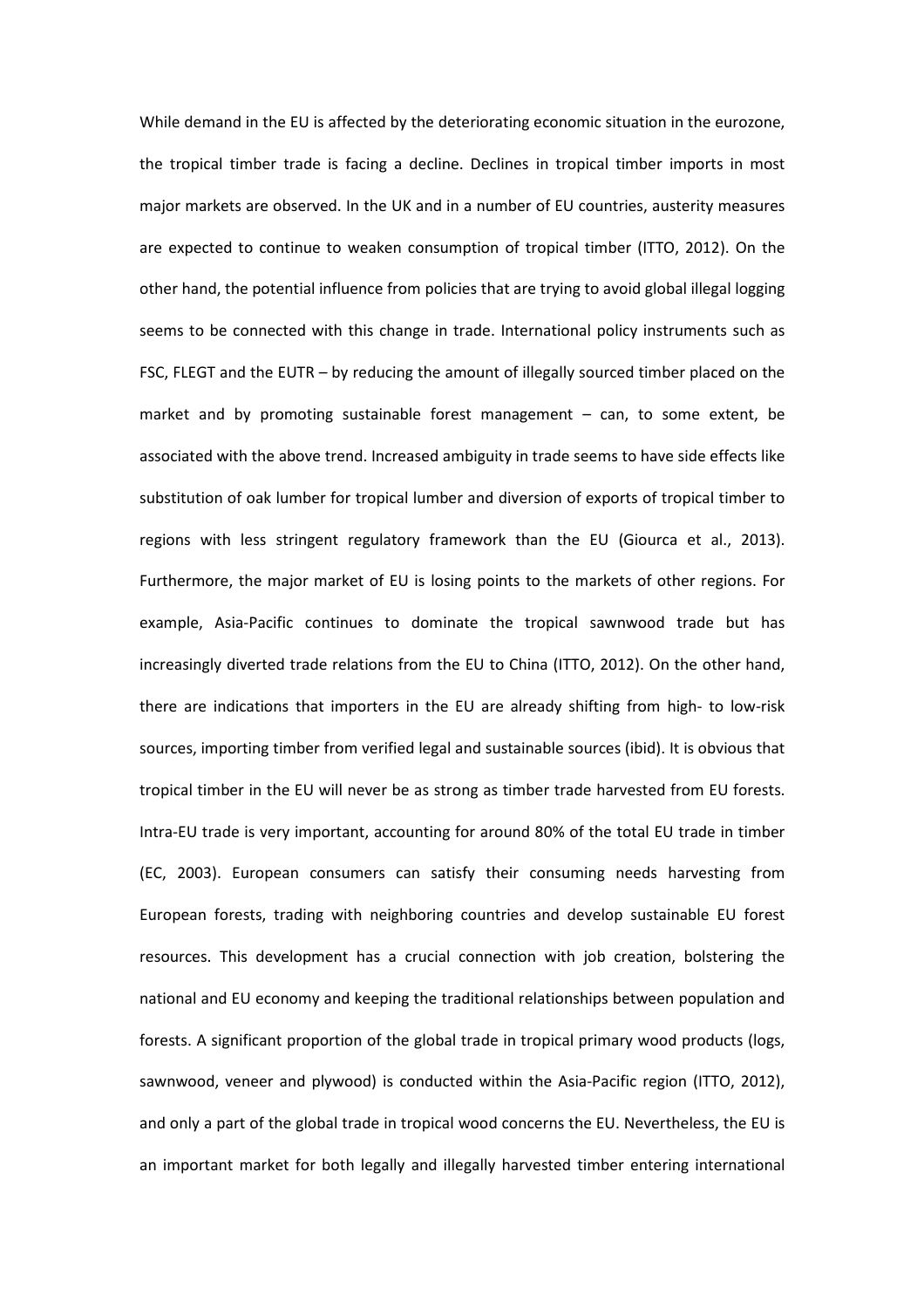While demand in the EU is affected by the deteriorating economic situation in the eurozone, the tropical timber trade is facing a decline. Declines in tropical timber imports in most major markets are observed. In the UK and in a number of EU countries, austerity measures are expected to continue to weaken consumption of tropical timber (ITTO, 2012). On the other hand, the potential influence from policies that are trying to avoid global illegal logging seems to be connected with this change in trade. International policy instruments such as FSC, FLEGT and the EUTR – by reducing the amount of illegally sourced timber placed on the market and by promoting sustainable forest management – can, to some extent, be associated with the above trend. Increased ambiguity in trade seems to have side effects like substitution of oak lumber for tropical lumber and diversion of exports of tropical timber to regions with less stringent regulatory framework than the EU (Giourca et al., 2013). Furthermore, the major market of EU is losing points to the markets of other regions. For example, Asia-Pacific continues to dominate the tropical sawnwood trade but has increasingly diverted trade relations from the EU to China (ITTO, 2012). On the other hand, there are indications that importers in the EU are already shifting from high- to low-risk sources, importing timber from verified legal and sustainable sources (ibid). It is obvious that tropical timber in the EU will never be as strong as timber trade harvested from EU forests. Intra-EU trade is very important, accounting for around 80% of the total EU trade in timber (EC, 2003). European consumers can satisfy their consuming needs harvesting from European forests, trading with neighboring countries and develop sustainable EU forest resources. This development has a crucial connection with job creation, bolstering the national and EU economy and keeping the traditional relationships between population and forests. A significant proportion of the global trade in tropical primary wood products (logs, sawnwood, veneer and plywood) is conducted within the Asia-Pacific region (ITTO, 2012), and only a part of the global trade in tropical wood concerns the EU. Nevertheless, the EU is an important market for both legally and illegally harvested timber entering international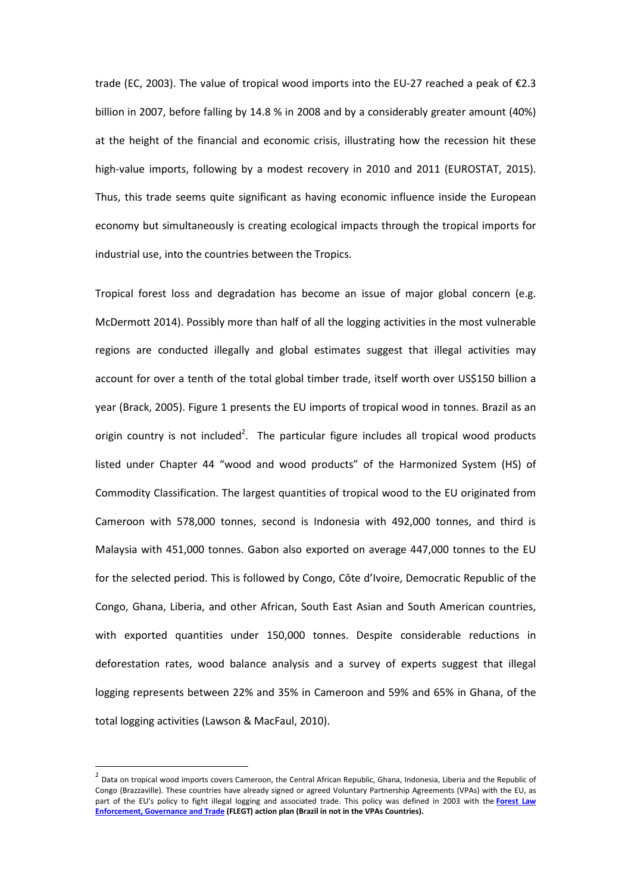trade (EC, 2003). The value of tropical wood imports into the EU-27 reached a peak of €2.3 billion in 2007, before falling by 14.8 % in 2008 and by a considerably greater amount (40%) at the height of the financial and economic crisis, illustrating how the recession hit these high-value imports, following by a modest recovery in 2010 and 2011 (EUROSTAT, 2015). Thus, this trade seems quite significant as having economic influence inside the European economy but simultaneously is creating ecological impacts through the tropical imports for industrial use, into the countries between the Tropics.

Tropical forest loss and degradation has become an issue of major global concern (e.g. McDermott 2014). Possibly more than half of all the logging activities in the most vulnerable regions are conducted illegally and global estimates suggest that illegal activities may account for over a tenth of the total global timber trade, itself worth over US$150 billion a year (Brack, 2005). Figure 1 presents the EU imports of tropical wood in tonnes. Brazil as an origin country is not included[2]. The particular figure includes all tropical wood products listed under Chapter 44 "wood and wood products" of the Harmonized System (HS) of Commodity Classification. The largest quantities of tropical wood to the EU originated from Cameroon with 578,000 tonnes, second is Indonesia with 492,000 tonnes, and third is Malaysia with 451,000 tonnes. Gabon also exported on average 447,000 tonnes to the EU for the selected period. This is followed by Congo, Côte d'Ivoire, Democratic Republic of the Congo, Ghana, Liberia, and other African, South East Asian and South American countries, with exported quantities under 150,000 tonnes. Despite considerable reductions in deforestation rates, wood balance analysis and a survey of experts suggest that illegal logging represents between 22% and 35% in Cameroon and 59% and 65% in Ghana, of the total logging activities (Lawson & MacFaul, 2010).

[2] Data on tropical wood imports covers Cameroon, the Central African Republic, Ghana, Indonesia, Liberia and the Republic of Congo (Brazzaville). These countries have already signed or agreed Voluntary Partnership Agreements (VPAs) with the EU, as part of the EU's policy to fight illegal logging and associated trade. This policy was defined in 2003 with the **Forest Law Enforcement, Governance and Trade** **(FLEGT) action plan (Brazil in not in the VPAs Countries).**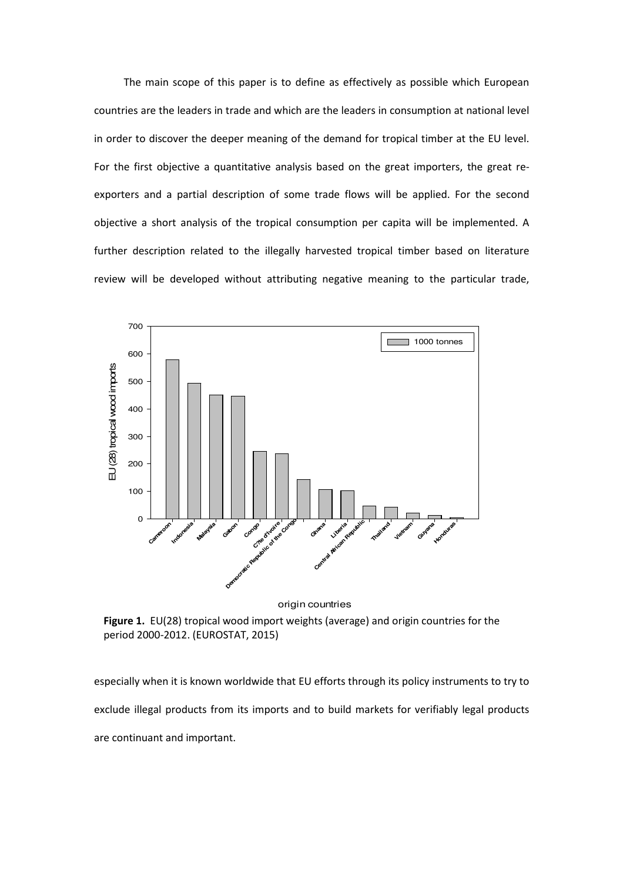The main scope of this paper is to define as effectively as possible which European countries are the leaders in trade and which are the leaders in consumption at national level in order to discover the deeper meaning of the demand for tropical timber at the EU level. For the first objective a quantitative analysis based on the great importers, the great re-exporters and a partial description of some trade flows will be applied. For the second objective a short analysis of the tropical consumption per capita will be implemented. A further description related to the illegally harvested tropical timber based on literature review will be developed without attributing negative meaning to the particular trade,

**Figure 1.** EU(28) tropical wood import weights (average) and origin countries for the period 2000-2012. (EUROSTAT, 2015)

especially when it is known worldwide that EU efforts through its policy instruments to try to exclude illegal products from its imports and to build markets for verifiably legal products are continuant and important.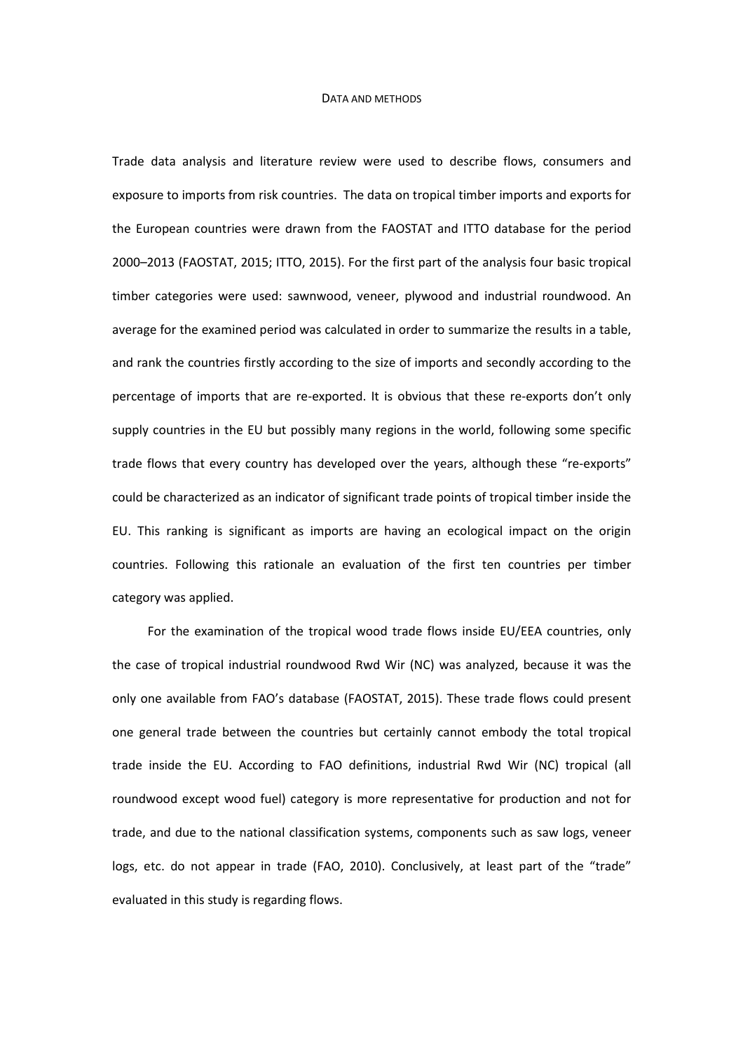## DATA AND METHODS

Trade data analysis and literature review were used to describe flows, consumers and exposure to imports from risk countries.  The data on tropical timber imports and exports for the European countries were drawn from the FAOSTAT and ITTO database for the period 2000–2013 (FAOSTAT, 2015; ITTO, 2015). For the first part of the analysis four basic tropical timber categories were used: sawnwood, veneer, plywood and industrial roundwood. An average for the examined period was calculated in order to summarize the results in a table, and rank the countries firstly according to the size of imports and secondly according to the percentage of imports that are re-exported. It is obvious that these re-exports don't only supply countries in the EU but possibly many regions in the world, following some specific trade flows that every country has developed over the years, although these "re-exports" could be characterized as an indicator of significant trade points of tropical timber inside the EU. This ranking is significant as imports are having an ecological impact on the origin countries. Following this rationale an evaluation of the first ten countries per timber category was applied.

For the examination of the tropical wood trade flows inside EU/EEA countries, only the case of tropical industrial roundwood Rwd Wir (NC) was analyzed, because it was the only one available from FAO's database (FAOSTAT, 2015). These trade flows could present one general trade between the countries but certainly cannot embody the total tropical trade inside the EU. According to FAO definitions, industrial Rwd Wir (NC) tropical (all roundwood except wood fuel) category is more representative for production and not for trade, and due to the national classification systems, components such as saw logs, veneer logs, etc. do not appear in trade (FAO, 2010). Conclusively, at least part of the "trade" evaluated in this study is regarding flows.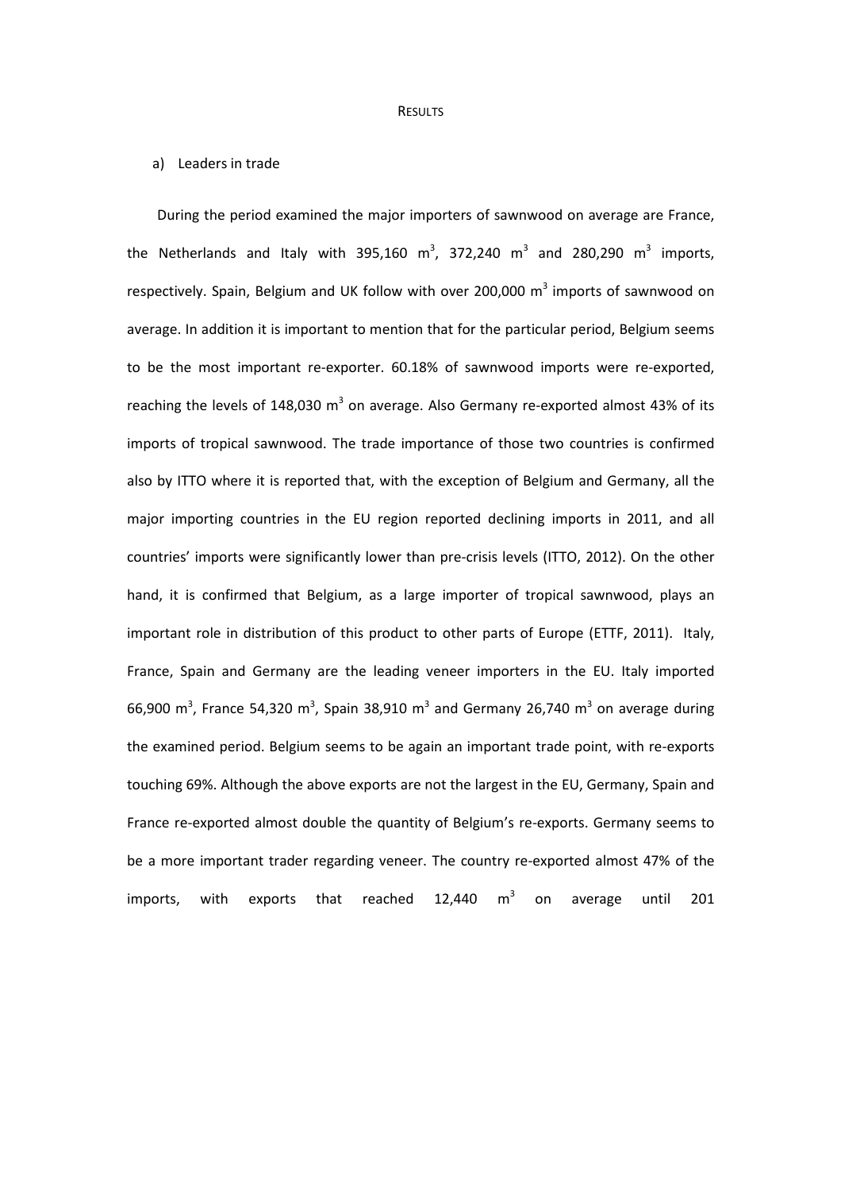## RESULTS

a) Leaders in trade

During the period examined the major importers of sawnwood on average are France, the Netherlands and Italy with 395,160 $m^3$, 372,240 $m^3$ and 280,290 $m^3$ imports, respectively. Spain, Belgium and UK follow with over 200,000 $m^3$ imports of sawnwood on average. In addition it is important to mention that for the particular period, Belgium seems to be the most important re-exporter. 60.18% of sawnwood imports were re-exported, reaching the levels of 148,030 $m^3$ on average. Also Germany re-exported almost 43% of its imports of tropical sawnwood. The trade importance of those two countries is confirmed also by ITTO where it is reported that, with the exception of Belgium and Germany, all the major importing countries in the EU region reported declining imports in 2011, and all countries' imports were significantly lower than pre-crisis levels (ITTO, 2012). On the other hand, it is confirmed that Belgium, as a large importer of tropical sawnwood, plays an important role in distribution of this product to other parts of Europe (ETTF, 2011). Italy, France, Spain and Germany are the leading veneer importers in the EU. Italy imported 66,900 $m^3$, France 54,320 $m^3$, Spain 38,910 $m^3$ and Germany 26,740 $m^3$ on average during the examined period. Belgium seems to be again an important trade point, with re-exports touching 69%. Although the above exports are not the largest in the EU, Germany, Spain and France re-exported almost double the quantity of Belgium's re-exports. Germany seems to be a more important trader regarding veneer. The country re-exported almost 47% of the imports, with exports that reached 12,440 $m^3$ on average until 201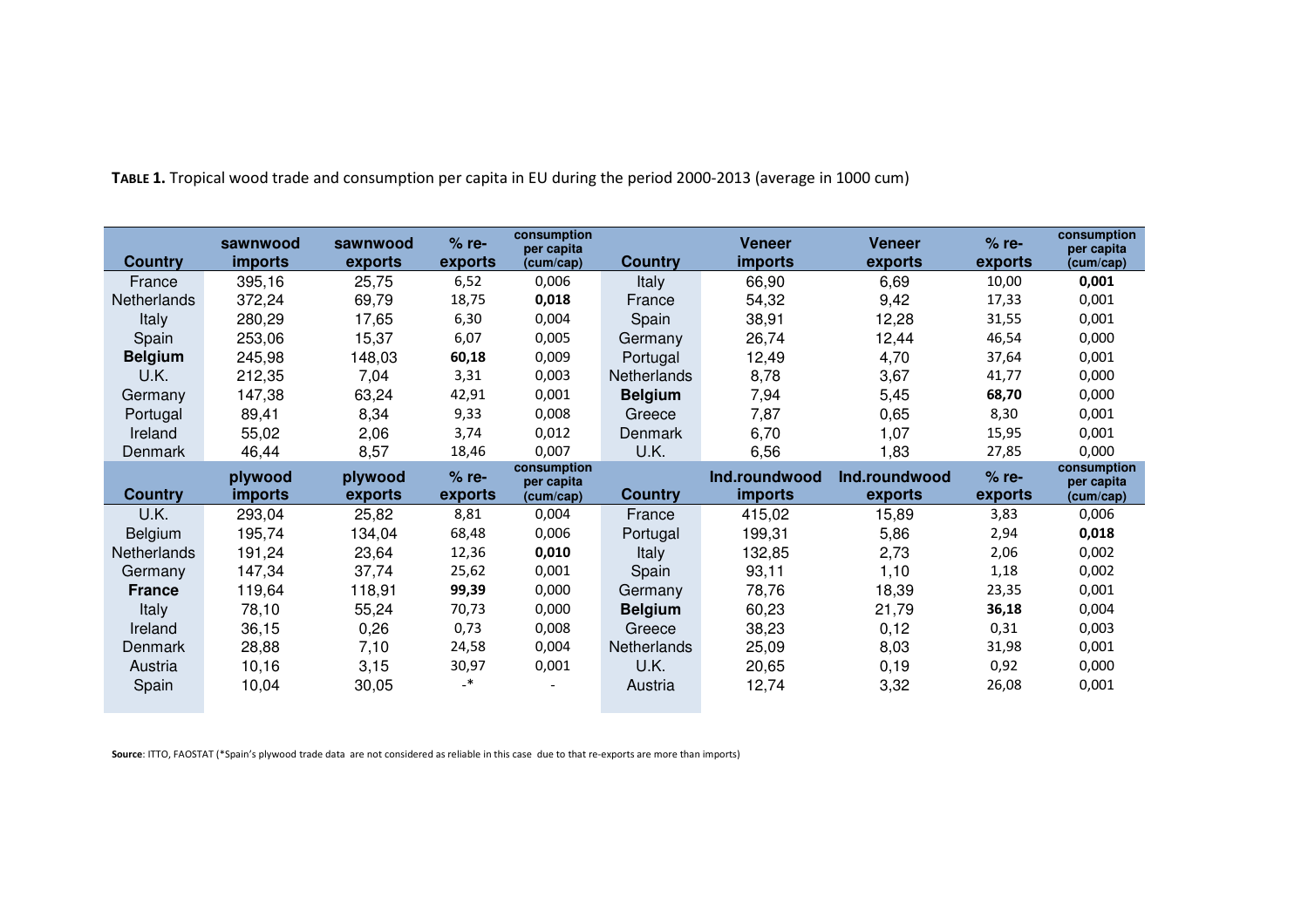**TABLE 1.** Tropical wood trade and consumption per capita in EU during the period 2000-2013 (average in 1000 cum)

| Country | sawnwood imports | sawnwood exports | % re-exports | consumption per capita (cum/cap) | Country | Veneer imports | Veneer exports | % re-exports | consumption per capita (cum/cap) |
|---|---|---|---|---|---|---|---|---|---|
| France | 395,16 | 25,75 | 6,52 | 0,006 | Italy | 66,90 | 6,69 | 10,00 | **0,001** |
| Netherlands | 372,24 | 69,79 | 18,75 | **0,018** | France | 54,32 | 9,42 | 17,33 | 0,001 |
| Italy | 280,29 | 17,65 | 6,30 | 0,004 | Spain | 38,91 | 12,28 | 31,55 | 0,001 |
| Spain | 253,06 | 15,37 | 6,07 | 0,005 | Germany | 26,74 | 12,44 | 46,54 | 0,000 |
| **Belgium** | 245,98 | 148,03 | **60,18** | 0,009 | Portugal | 12,49 | 4,70 | 37,64 | 0,001 |
| U.K. | 212,35 | 7,04 | 3,31 | 0,003 | Netherlands | 8,78 | 3,67 | 41,77 | 0,000 |
| Germany | 147,38 | 63,24 | 42,91 | 0,001 | **Belgium** | 7,94 | 5,45 | **68,70** | 0,000 |
| Portugal | 89,41 | 8,34 | 9,33 | 0,008 | Greece | 7,87 | 0,65 | 8,30 | 0,001 |
| Ireland | 55,02 | 2,06 | 3,74 | 0,012 | Denmark | 6,70 | 1,07 | 15,95 | 0,001 |
| Denmark | 46,44 | 8,57 | 18,46 | 0,007 | U.K. | 6,56 | 1,83 | 27,85 | 0,000 |
| **Country** | **plywood imports** | **plywood exports** | **% re-exports** | **consumption per capita (cum/cap)** | **Country** | **Ind.roundwood imports** | **Ind.roundwood exports** | **% re-exports** | **consumption per capita (cum/cap)** |
| U.K. | 293,04 | 25,82 | 8,81 | 0,004 | France | 415,02 | 15,89 | 3,83 | 0,006 |
| Belgium | 195,74 | 134,04 | 68,48 | 0,006 | Portugal | 199,31 | 5,86 | 2,94 | **0,018** |
| Netherlands | 191,24 | 23,64 | 12,36 | **0,010** | Italy | 132,85 | 2,73 | 2,06 | 0,002 |
| Germany | 147,34 | 37,74 | 25,62 | 0,001 | Spain | 93,11 | 1,10 | 1,18 | 0,002 |
| **France** | 119,64 | 118,91 | **99,39** | 0,000 | Germany | 78,76 | 18,39 | 23,35 | 0,001 |
| Italy | 78,10 | 55,24 | 70,73 | 0,000 | **Belgium** | 60,23 | 21,79 | **36,18** | 0,004 |
| Ireland | 36,15 | 0,26 | 0,73 | 0,008 | Greece | 38,23 | 0,12 | 0,31 | 0,003 |
| Denmark | 28,88 | 7,10 | 24,58 | 0,004 | Netherlands | 25,09 | 8,03 | 31,98 | 0,001 |
| Austria | 10,16 | 3,15 | 30,97 | 0,001 | U.K. | 20,65 | 0,19 | 0,92 | 0,000 |
| Spain | 10,04 | 30,05 | -* | - | Austria | 12,74 | 3,32 | 26,08 | 0,001 |

**Source**: ITTO, FAOSTAT (*Spain's plywood trade data are not considered as reliable in this case due to that re-exports are more than imports)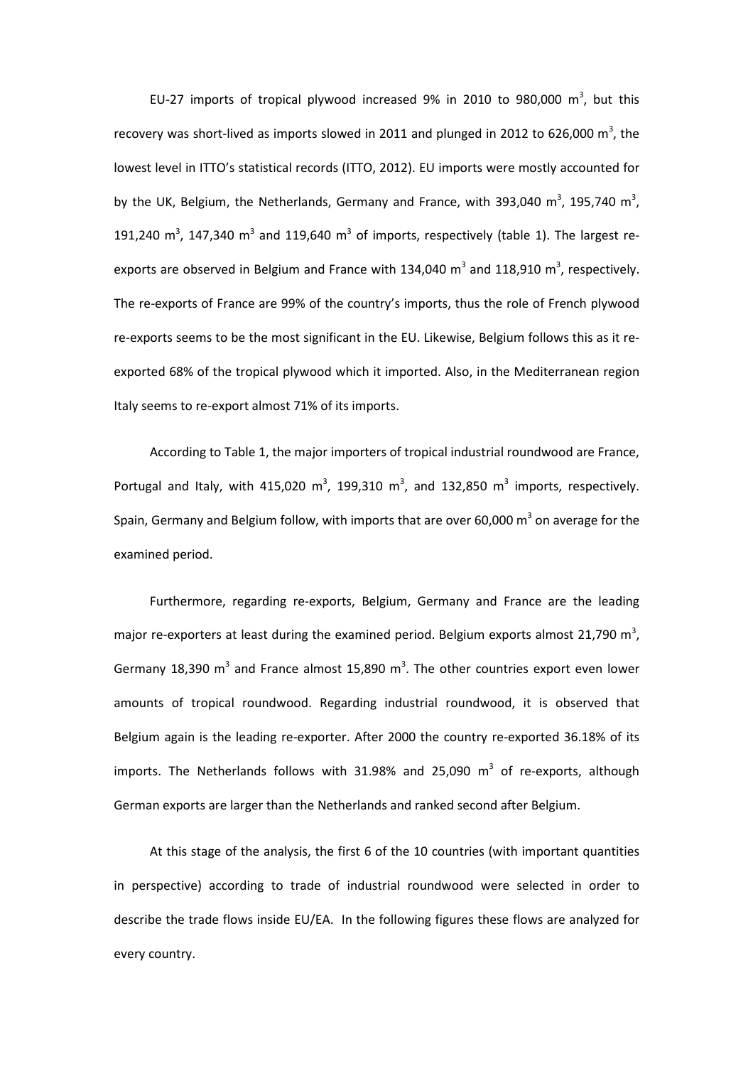EU-27 imports of tropical plywood increased 9% in 2010 to 980,000 $m^3$, but this recovery was short-lived as imports slowed in 2011 and plunged in 2012 to 626,000 $m^3$, the lowest level in ITTO's statistical records (ITTO, 2012). EU imports were mostly accounted for by the UK, Belgium, the Netherlands, Germany and France, with 393,040 $m^3$, 195,740 $m^3$, 191,240 $m^3$, 147,340 $m^3$ and 119,640 $m^3$ of imports, respectively (table 1). The largest re-exports are observed in Belgium and France with 134,040 $m^3$ and 118,910 $m^3$, respectively. The re-exports of France are 99% of the country's imports, thus the role of French plywood re-exports seems to be the most significant in the EU. Likewise, Belgium follows this as it re-exported 68% of the tropical plywood which it imported. Also, in the Mediterranean region Italy seems to re-export almost 71% of its imports.

According to Table 1, the major importers of tropical industrial roundwood are France, Portugal and Italy, with 415,020 $m^3$, 199,310 $m^3$, and 132,850 $m^3$ imports, respectively. Spain, Germany and Belgium follow, with imports that are over 60,000 $m^3$ on average for the examined period.

Furthermore, regarding re-exports, Belgium, Germany and France are the leading major re-exporters at least during the examined period. Belgium exports almost 21,790 $m^3$, Germany 18,390 $m^3$ and France almost 15,890 $m^3$. The other countries export even lower amounts of tropical roundwood. Regarding industrial roundwood, it is observed that Belgium again is the leading re-exporter. After 2000 the country re-exported 36.18% of its imports. The Netherlands follows with 31.98% and 25,090 $m^3$ of re-exports, although German exports are larger than the Netherlands and ranked second after Belgium.

At this stage of the analysis, the first 6 of the 10 countries (with important quantities in perspective) according to trade of industrial roundwood were selected in order to describe the trade flows inside EU/EA. In the following figures these flows are analyzed for every country.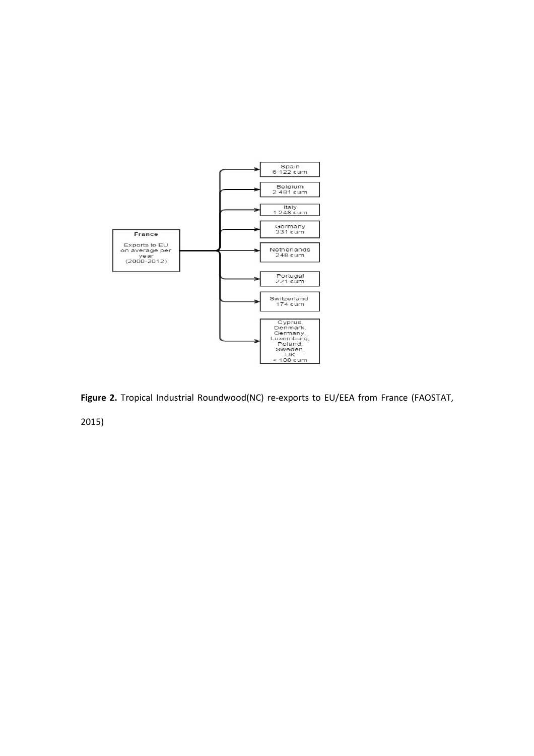France

Exports to EU on average per year (2000-2012)

- Spain 6 122 cum
- Belgium 2 481 cum
- Italy 1 248 cum
- Germany 331 cum
- Netherlands 248 cum
- Portugal 221 cum
- Switzerland 174 cum
- Cyprus, Denmark, Germany, Luxemburg, Poland, Sweden, UK < 100 cum

**Figure 2.** Tropical Industrial Roundwood(NC) re-exports to EU/EEA from France (FAOSTAT, 2015)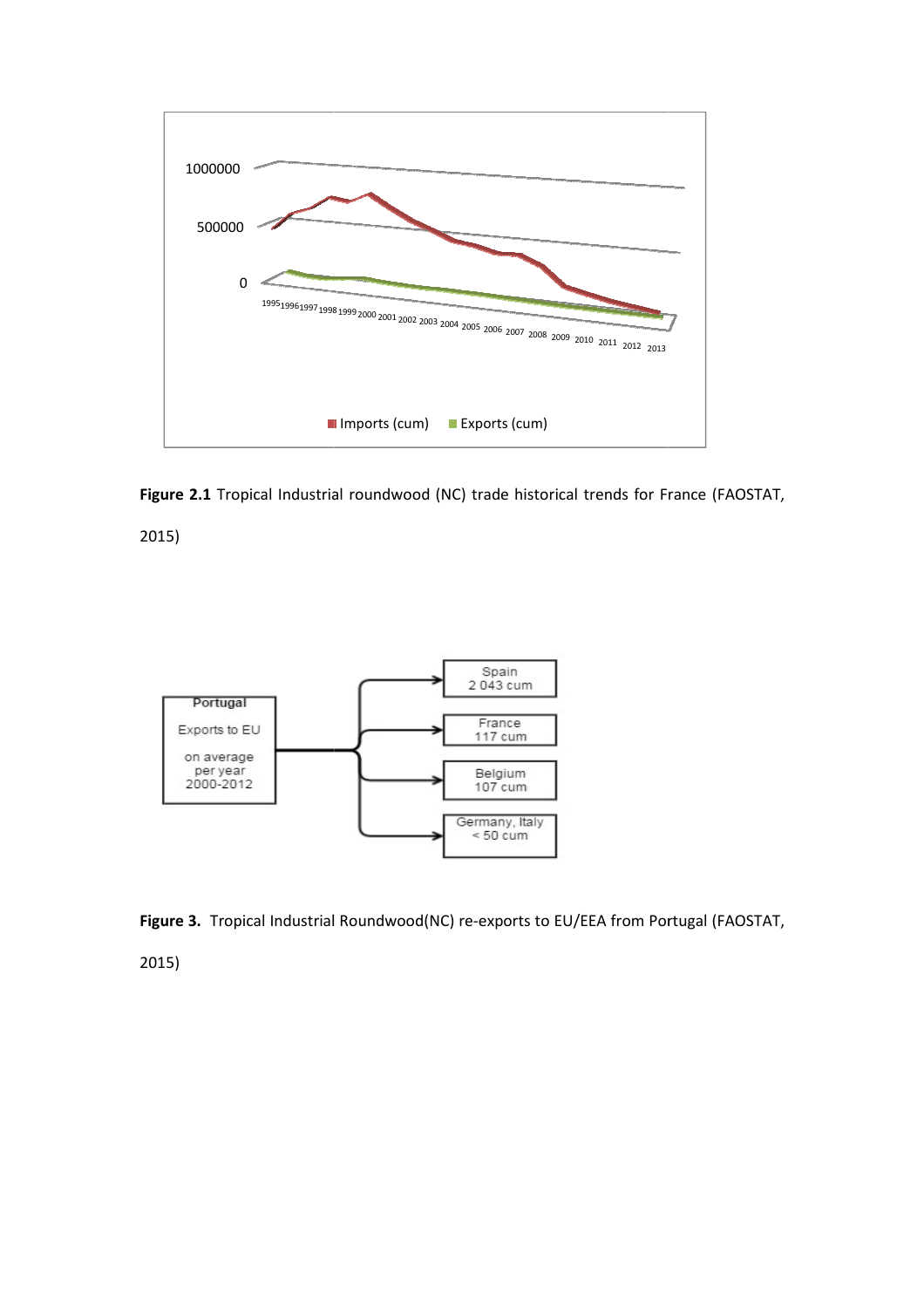**Figure 2.1** Tropical Industrial roundwood (NC) trade historical trends for France (FAOSTAT, 2015)

**Figure 3.** Tropical Industrial Roundwood(NC) re-exports to EU/EEA from Portugal (FAOSTAT, 2015)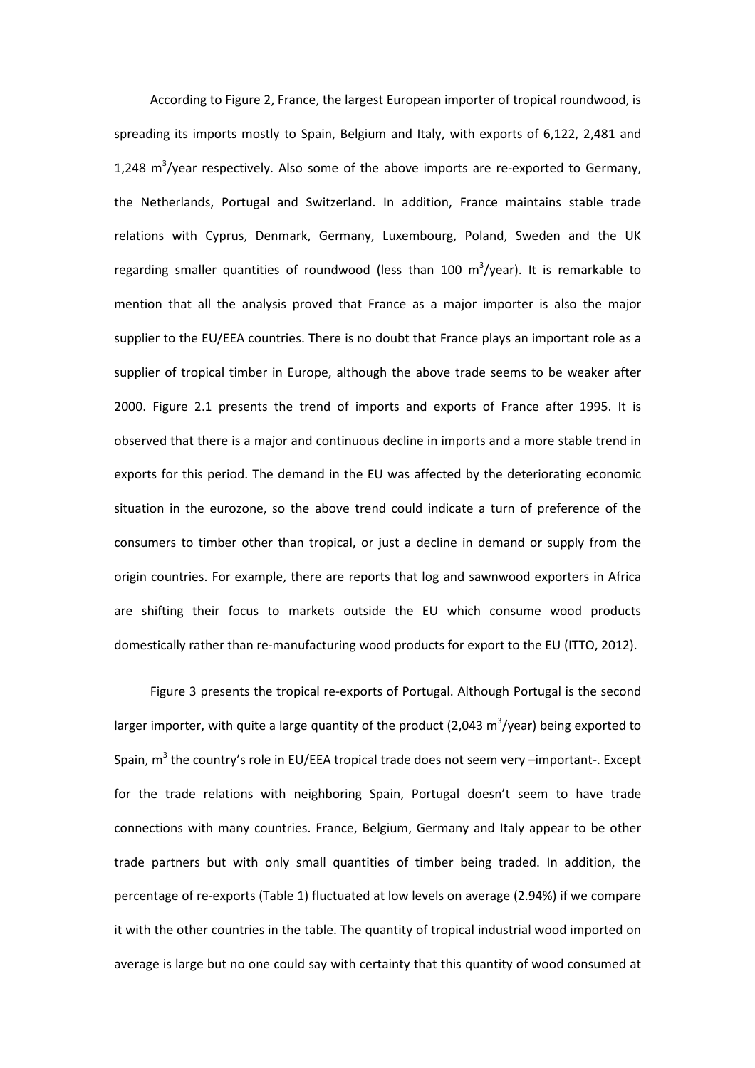According to Figure 2, France, the largest European importer of tropical roundwood, is spreading its imports mostly to Spain, Belgium and Italy, with exports of 6,122, 2,481 and 1,248 $m^3$/year respectively. Also some of the above imports are re-exported to Germany, the Netherlands, Portugal and Switzerland. In addition, France maintains stable trade relations with Cyprus, Denmark, Germany, Luxembourg, Poland, Sweden and the UK regarding smaller quantities of roundwood (less than 100 $m^3$/year). It is remarkable to mention that all the analysis proved that France as a major importer is also the major supplier to the EU/EEA countries. There is no doubt that France plays an important role as a supplier of tropical timber in Europe, although the above trade seems to be weaker after 2000. Figure 2.1 presents the trend of imports and exports of France after 1995. It is observed that there is a major and continuous decline in imports and a more stable trend in exports for this period. The demand in the EU was affected by the deteriorating economic situation in the eurozone, so the above trend could indicate a turn of preference of the consumers to timber other than tropical, or just a decline in demand or supply from the origin countries. For example, there are reports that log and sawnwood exporters in Africa are shifting their focus to markets outside the EU which consume wood products domestically rather than re-manufacturing wood products for export to the EU (ITTO, 2012).

Figure 3 presents the tropical re-exports of Portugal. Although Portugal is the second larger importer, with quite a large quantity of the product (2,043 $m^3$/year) being exported to Spain, $m^3$ the country's role in EU/EEA tropical trade does not seem very –important-. Except for the trade relations with neighboring Spain, Portugal doesn't seem to have trade connections with many countries. France, Belgium, Germany and Italy appear to be other trade partners but with only small quantities of timber being traded. In addition, the percentage of re-exports (Table 1) fluctuated at low levels on average (2.94%) if we compare it with the other countries in the table. The quantity of tropical industrial wood imported on average is large but no one could say with certainty that this quantity of wood consumed at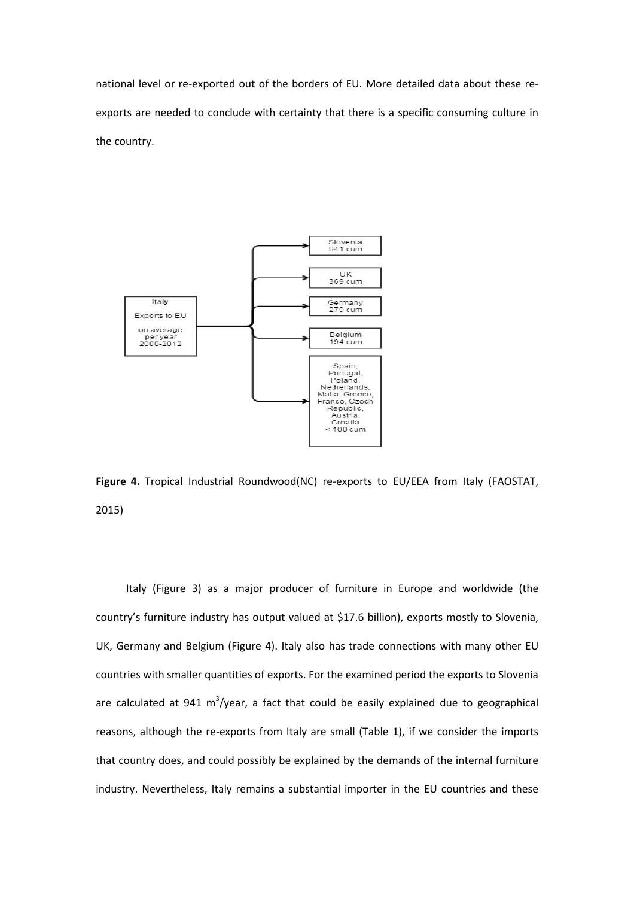national level or re-exported out of the borders of EU. More detailed data about these re-exports are needed to conclude with certainty that there is a specific consuming culture in the country.

Italy

Exports to EU

on average per year 2000-2012

Slovenia 941 cum

UK 369 cum

Germany 279 cum

Belgium 194 cum

Spain, Portugal, Poland, Netherlands, Malta, Greece, France, Czech Republic, Austria, Croatia < 100 cum

**Figure 4.** Tropical Industrial Roundwood(NC) re-exports to EU/EEA from Italy (FAOSTAT, 2015)

Italy (Figure 3) as a major producer of furniture in Europe and worldwide (the country's furniture industry has output valued at $17.6 billion), exports mostly to Slovenia, UK, Germany and Belgium (Figure 4). Italy also has trade connections with many other EU countries with smaller quantities of exports. For the examined period the exports to Slovenia are calculated at 941 $m^3$/year, a fact that could be easily explained due to geographical reasons, although the re-exports from Italy are small (Table 1), if we consider the imports that country does, and could possibly be explained by the demands of the internal furniture industry. Nevertheless, Italy remains a substantial importer in the EU countries and these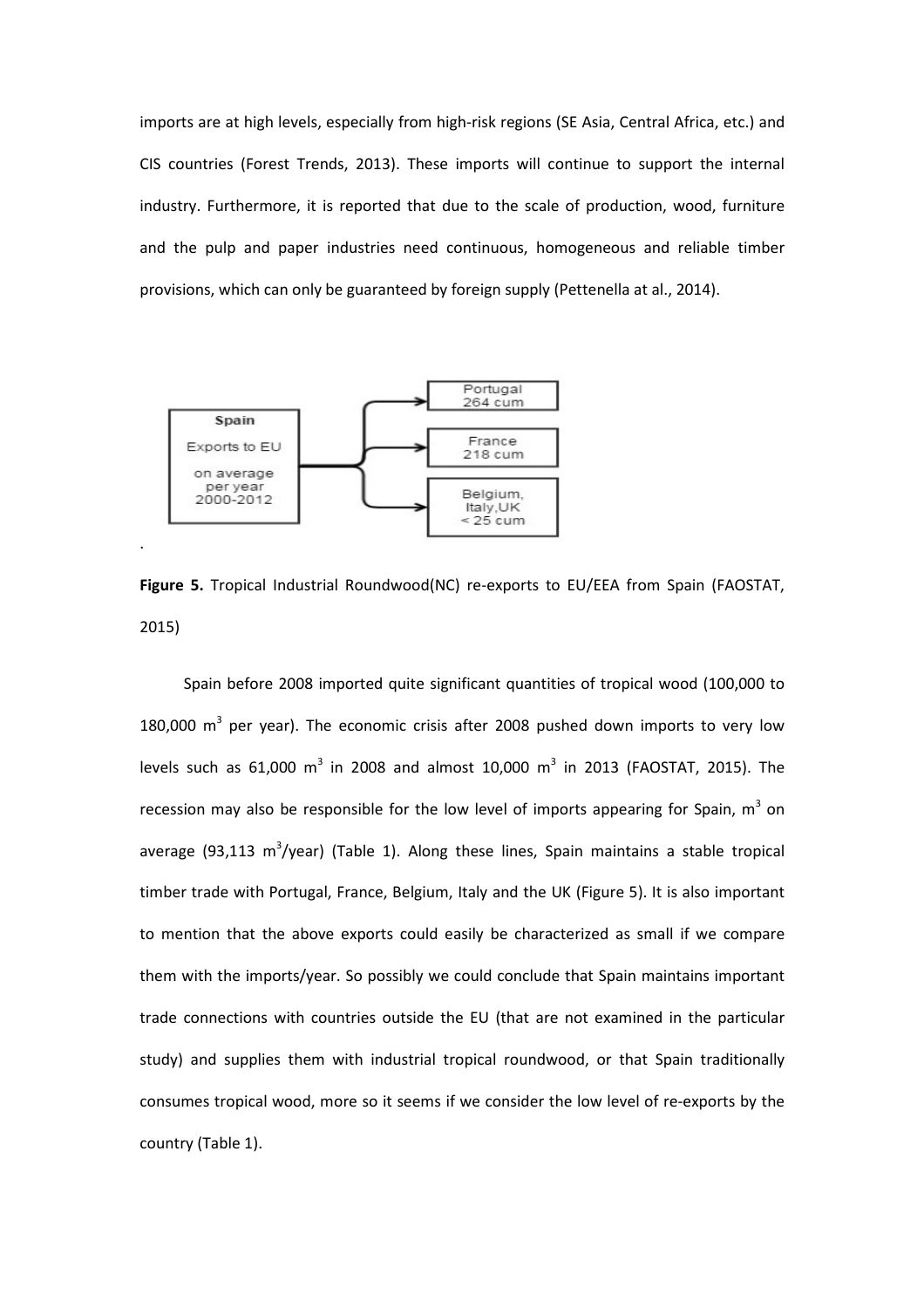imports are at high levels, especially from high-risk regions (SE Asia, Central Africa, etc.) and CIS countries (Forest Trends, 2013). These imports will continue to support the internal industry. Furthermore, it is reported that due to the scale of production, wood, furniture and the pulp and paper industries need continuous, homogeneous and reliable timber provisions, which can only be guaranteed by foreign supply (Pettenella at al., 2014).

**Spain**
Exports to EU
on average per year 2000-2012

- Portugal 264 cum
- France 218 cum
- Belgium, Italy, UK < 25 cum

**Figure 5.** Tropical Industrial Roundwood(NC) re-exports to EU/EEA from Spain (FAOSTAT, 2015)

Spain before 2008 imported quite significant quantities of tropical wood (100,000 to 180,000 m$^3$ per year). The economic crisis after 2008 pushed down imports to very low levels such as 61,000 m$^3$ in 2008 and almost 10,000 m$^3$ in 2013 (FAOSTAT, 2015). The recession may also be responsible for the low level of imports appearing for Spain, m$^3$ on average (93,113 m$^3$/year) (Table 1). Along these lines, Spain maintains a stable tropical timber trade with Portugal, France, Belgium, Italy and the UK (Figure 5). It is also important to mention that the above exports could easily be characterized as small if we compare them with the imports/year. So possibly we could conclude that Spain maintains important trade connections with countries outside the EU (that are not examined in the particular study) and supplies them with industrial tropical roundwood, or that Spain traditionally consumes tropical wood, more so it seems if we consider the low level of re-exports by the country (Table 1).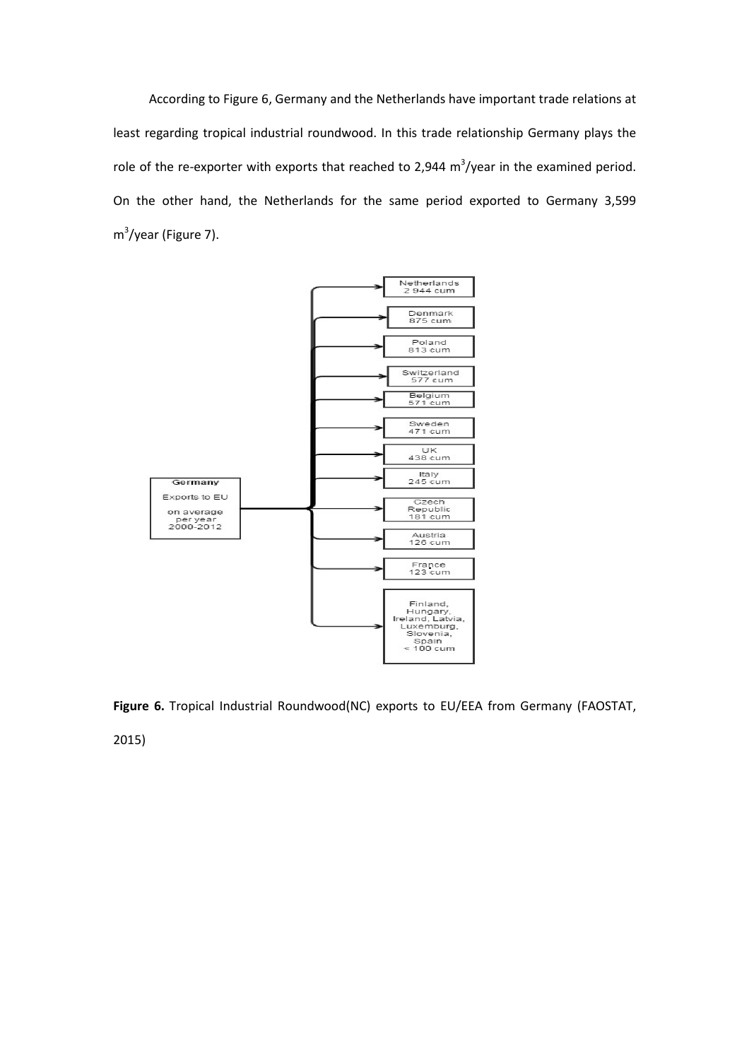According to Figure 6, Germany and the Netherlands have important trade relations at least regarding tropical industrial roundwood. In this trade relationship Germany plays the role of the re-exporter with exports that reached to 2,944 $m^3$/year in the examined period. On the other hand, the Netherlands for the same period exported to Germany 3,599 $m^3$/year (Figure 7).

Germany
Exports to EU
on average per year 2000-2012

Netherlands 2 944 cum
Denmark 875 cum
Poland 813 cum
Switzerland 577 cum
Belgium 571 cum
Sweden 471 cum
UK 438 cum
Italy 245 cum
Czech Republic 181 cum
Austria 126 cum
France 123 cum
Finland, Hungary, Ireland, Latvia, Luxemburg, Slovenia, Spain < 100 cum

**Figure 6.** Tropical Industrial Roundwood(NC) exports to EU/EEA from Germany (FAOSTAT, 2015)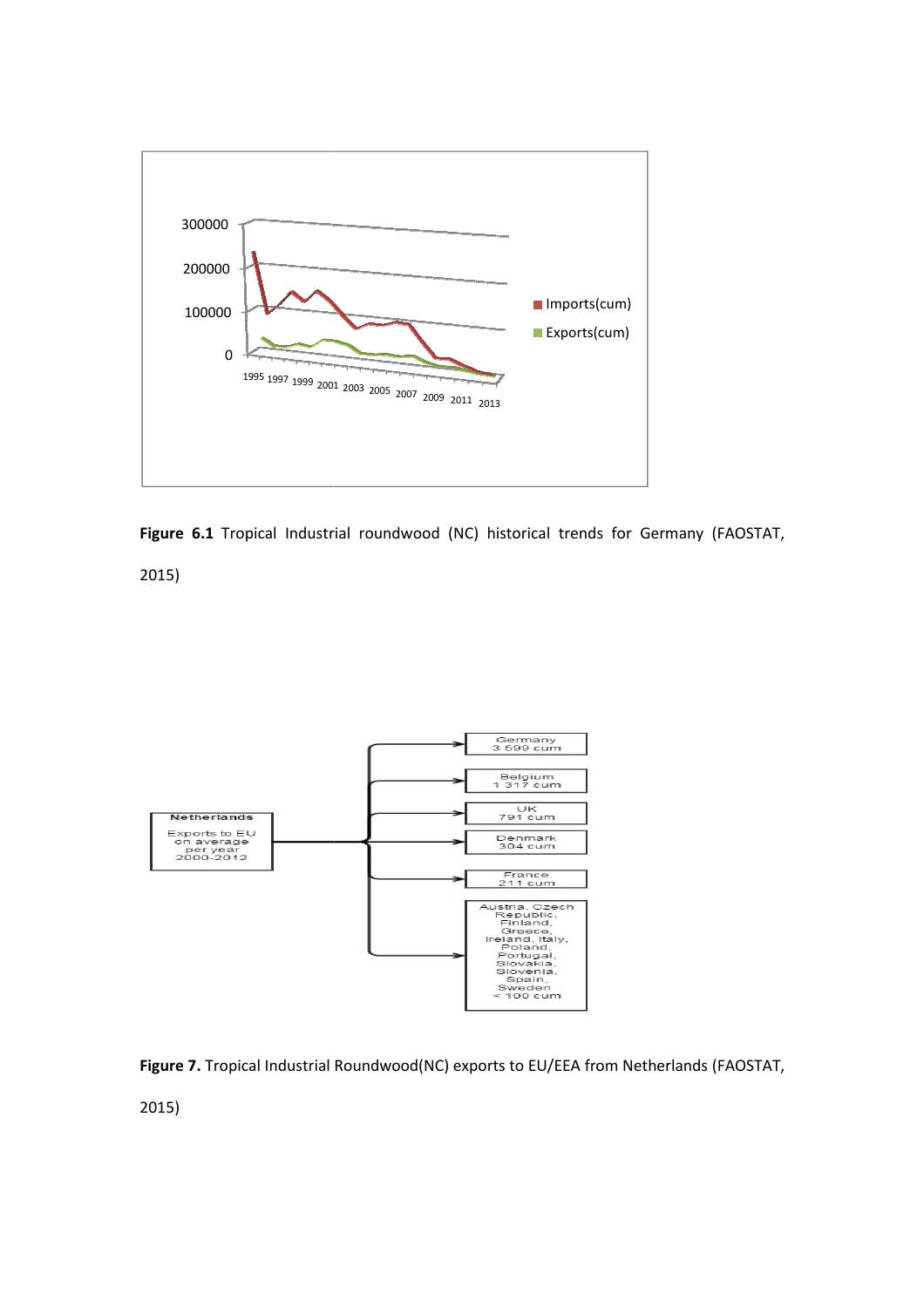**Figure 6.1** Tropical Industrial roundwood (NC) historical trends for Germany (FAOSTAT, 2015)

**Figure 7.** Tropical Industrial Roundwood(NC) exports to EU/EEA from Netherlands (FAOSTAT, 2015)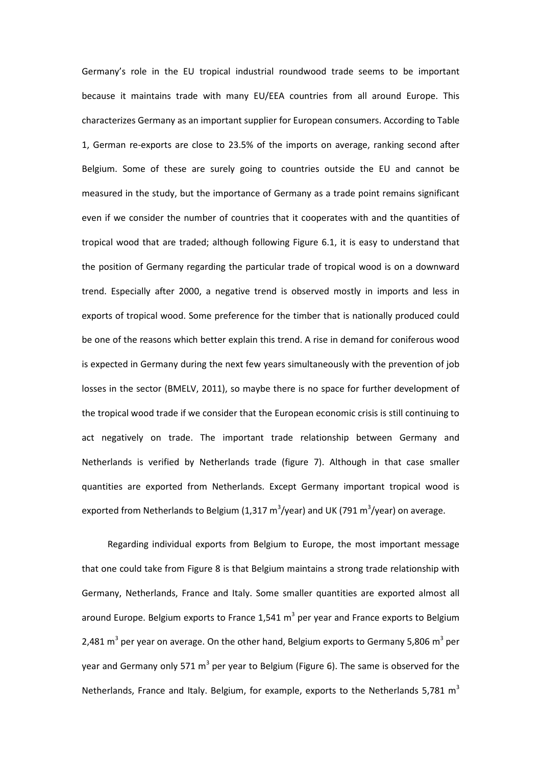Germany's role in the EU tropical industrial roundwood trade seems to be important because it maintains trade with many EU/EEA countries from all around Europe. This characterizes Germany as an important supplier for European consumers. According to Table 1, German re-exports are close to 23.5% of the imports on average, ranking second after Belgium. Some of these are surely going to countries outside the EU and cannot be measured in the study, but the importance of Germany as a trade point remains significant even if we consider the number of countries that it cooperates with and the quantities of tropical wood that are traded; although following Figure 6.1, it is easy to understand that the position of Germany regarding the particular trade of tropical wood is on a downward trend. Especially after 2000, a negative trend is observed mostly in imports and less in exports of tropical wood. Some preference for the timber that is nationally produced could be one of the reasons which better explain this trend. A rise in demand for coniferous wood is expected in Germany during the next few years simultaneously with the prevention of job losses in the sector (BMELV, 2011), so maybe there is no space for further development of the tropical wood trade if we consider that the European economic crisis is still continuing to act negatively on trade. The important trade relationship between Germany and Netherlands is verified by Netherlands trade (figure 7). Although in that case smaller quantities are exported from Netherlands. Except Germany important tropical wood is exported from Netherlands to Belgium (1,317 $m^3$/year) and UK (791 $m^3$/year) on average.

Regarding individual exports from Belgium to Europe, the most important message that one could take from Figure 8 is that Belgium maintains a strong trade relationship with Germany, Netherlands, France and Italy. Some smaller quantities are exported almost all around Europe. Belgium exports to France 1,541 $m^3$ per year and France exports to Belgium 2,481 $m^3$ per year on average. On the other hand, Belgium exports to Germany 5,806 $m^3$ per year and Germany only 571 $m^3$ per year to Belgium (Figure 6). The same is observed for the Netherlands, France and Italy. Belgium, for example, exports to the Netherlands 5,781 $m^3$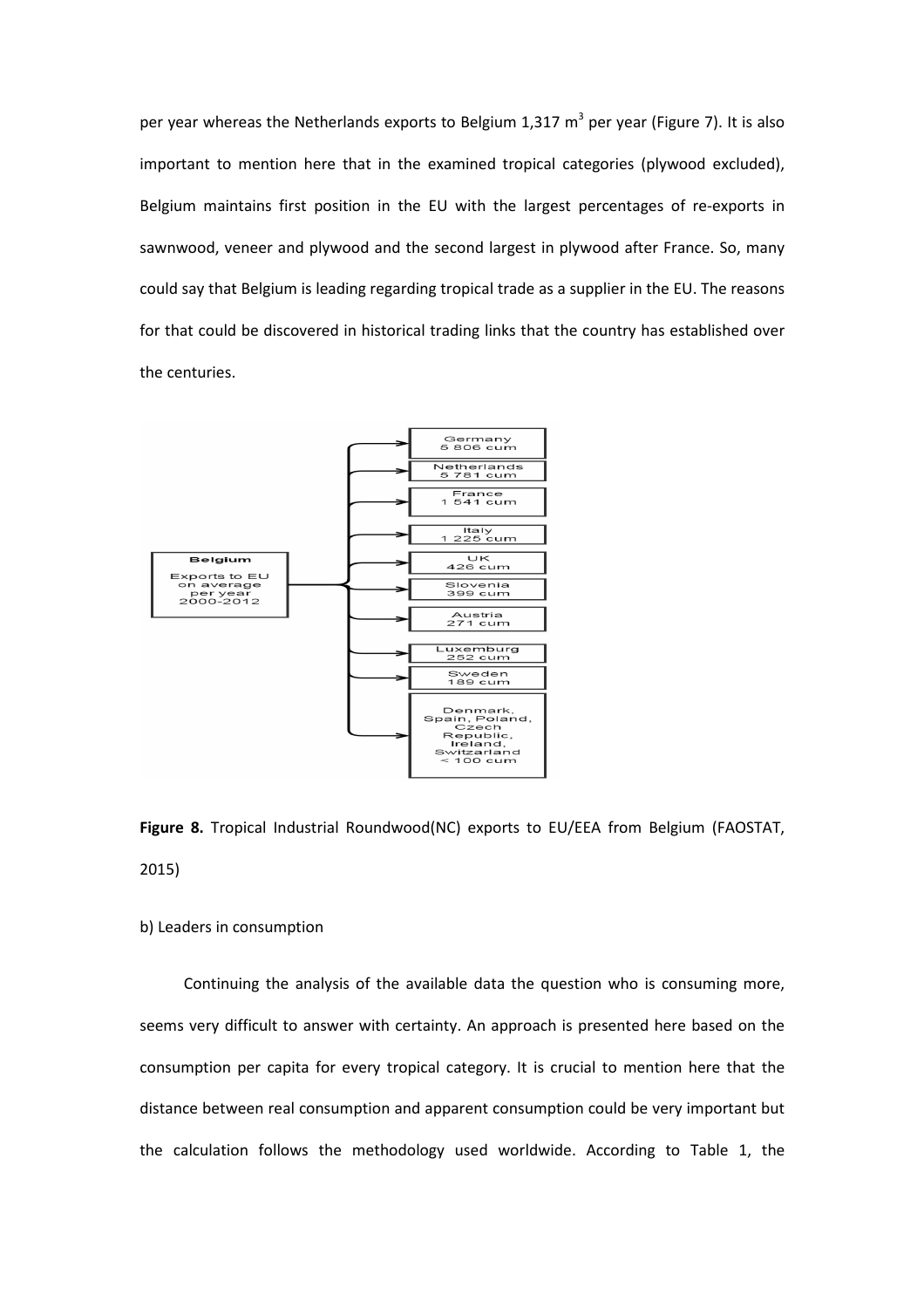per year whereas the Netherlands exports to Belgium 1,317 m$^3$ per year (Figure 7). It is also important to mention here that in the examined tropical categories (plywood excluded), Belgium maintains first position in the EU with the largest percentages of re-exports in sawnwood, veneer and plywood and the second largest in plywood after France. So, many could say that Belgium is leading regarding tropical trade as a supplier in the EU. The reasons for that could be discovered in historical trading links that the country has established over the centuries.

**Belgium** — Exports to EU on average per year 2000-2012

- Germany 5 806 cum
- Netherlands 5 781 cum
- France 1 541 cum
- Italy 1 225 cum
- UK 426 cum
- Slovenia 399 cum
- Austria 271 cum
- Luxemburg 252 cum
- Sweden 189 cum
- Denmark, Spain, Poland, Czech Republic, Ireland, Switzarland < 100 cum

**Figure 8.** Tropical Industrial Roundwood(NC) exports to EU/EEA from Belgium (FAOSTAT, 2015)

b) Leaders in consumption

Continuing the analysis of the available data the question who is consuming more, seems very difficult to answer with certainty. An approach is presented here based on the consumption per capita for every tropical category. It is crucial to mention here that the distance between real consumption and apparent consumption could be very important but the calculation follows the methodology used worldwide. According to Table 1, the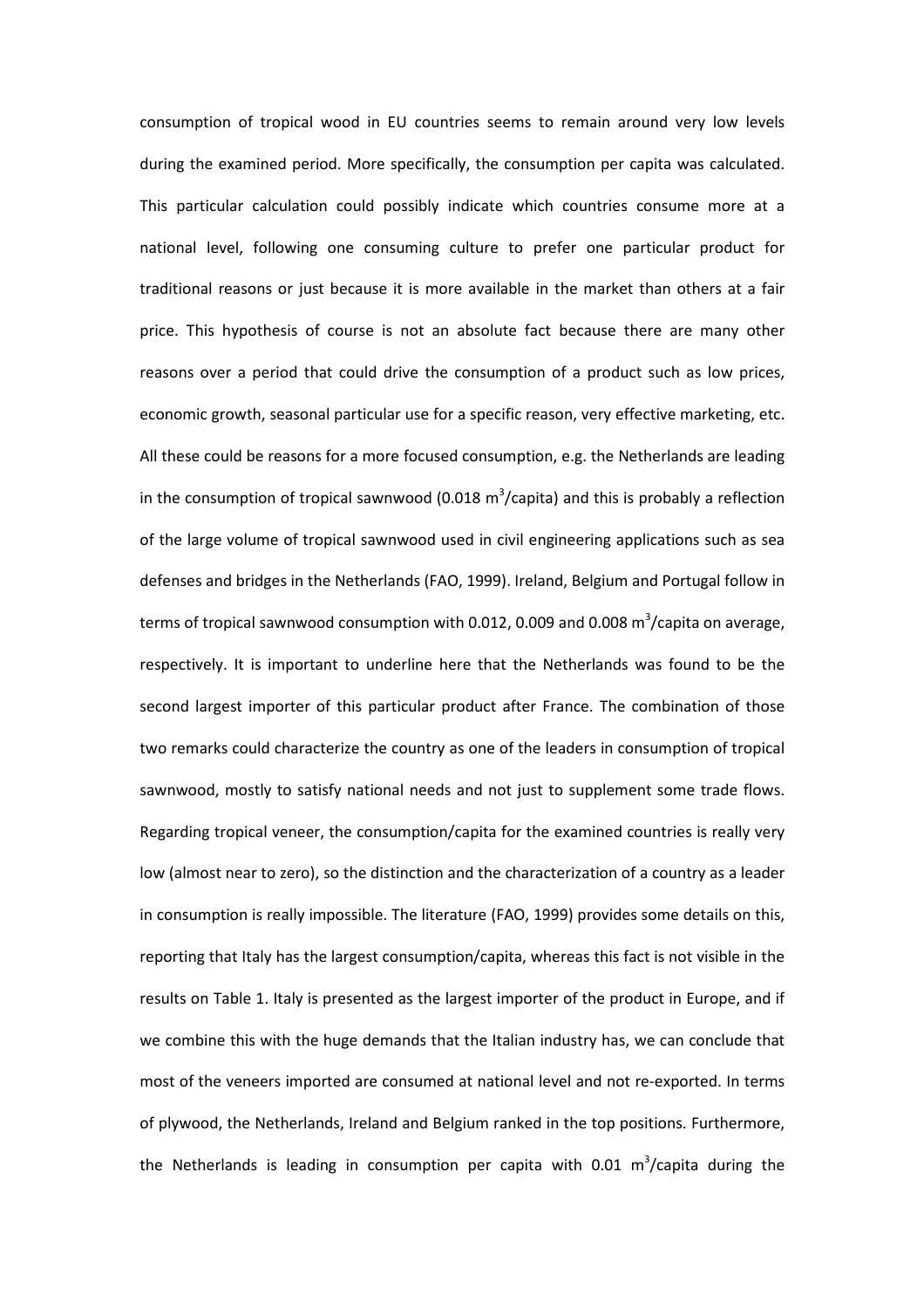consumption of tropical wood in EU countries seems to remain around very low levels during the examined period. More specifically, the consumption per capita was calculated. This particular calculation could possibly indicate which countries consume more at a national level, following one consuming culture to prefer one particular product for traditional reasons or just because it is more available in the market than others at a fair price. This hypothesis of course is not an absolute fact because there are many other reasons over a period that could drive the consumption of a product such as low prices, economic growth, seasonal particular use for a specific reason, very effective marketing, etc. All these could be reasons for a more focused consumption, e.g. the Netherlands are leading in the consumption of tropical sawnwood (0.018 $m^3$/capita) and this is probably a reflection of the large volume of tropical sawnwood used in civil engineering applications such as sea defenses and bridges in the Netherlands (FAO, 1999). Ireland, Belgium and Portugal follow in terms of tropical sawnwood consumption with 0.012, 0.009 and 0.008 $m^3$/capita on average, respectively. It is important to underline here that the Netherlands was found to be the second largest importer of this particular product after France. The combination of those two remarks could characterize the country as one of the leaders in consumption of tropical sawnwood, mostly to satisfy national needs and not just to supplement some trade flows. Regarding tropical veneer, the consumption/capita for the examined countries is really very low (almost near to zero), so the distinction and the characterization of a country as a leader in consumption is really impossible. The literature (FAO, 1999) provides some details on this, reporting that Italy has the largest consumption/capita, whereas this fact is not visible in the results on Table 1. Italy is presented as the largest importer of the product in Europe, and if we combine this with the huge demands that the Italian industry has, we can conclude that most of the veneers imported are consumed at national level and not re-exported. In terms of plywood, the Netherlands, Ireland and Belgium ranked in the top positions. Furthermore, the Netherlands is leading in consumption per capita with 0.01 $m^3$/capita during the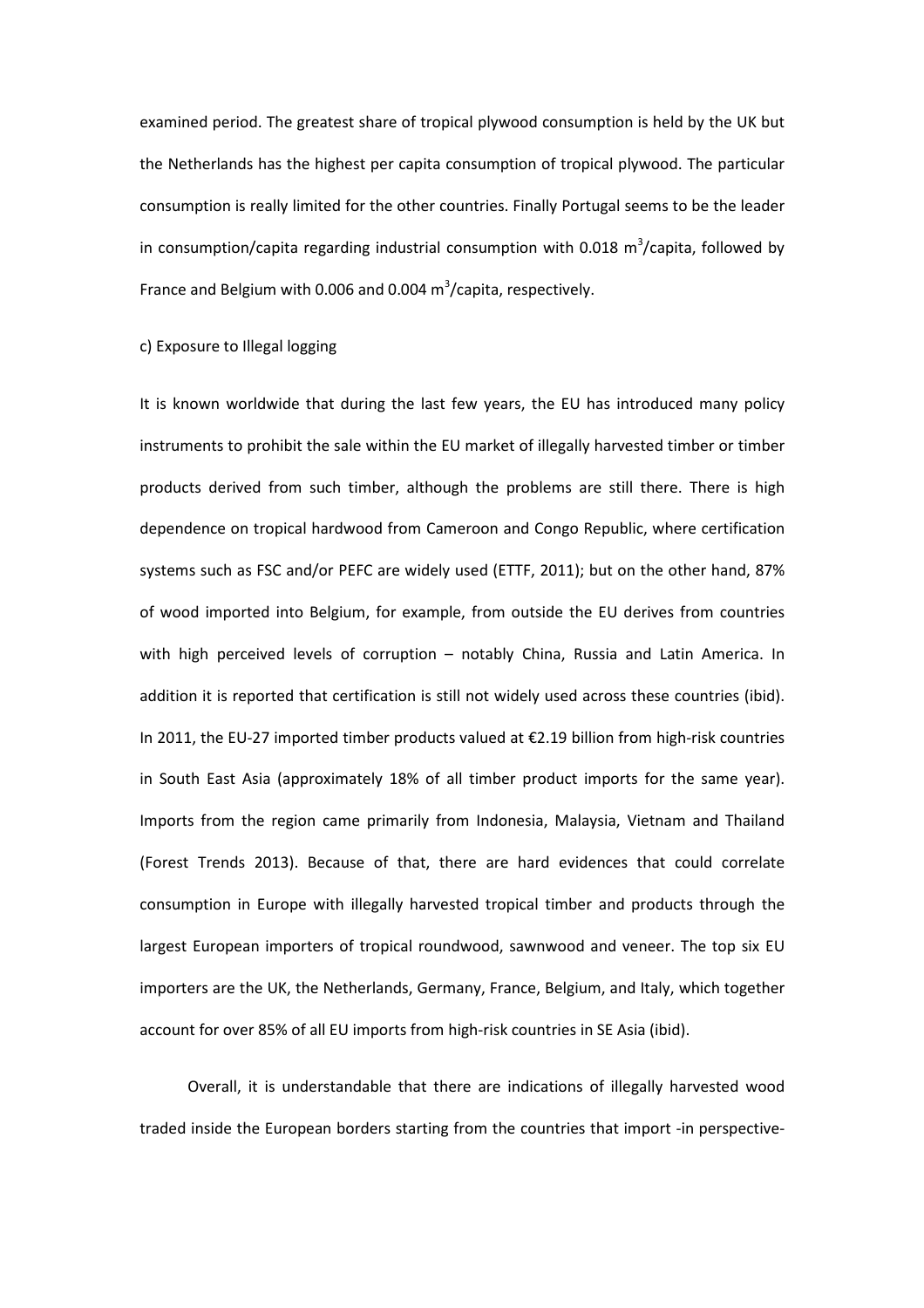examined period. The greatest share of tropical plywood consumption is held by the UK but the Netherlands has the highest per capita consumption of tropical plywood. The particular consumption is really limited for the other countries. Finally Portugal seems to be the leader in consumption/capita regarding industrial consumption with 0.018 $m^3$/capita, followed by France and Belgium with 0.006 and 0.004 $m^3$/capita, respectively.

c) Exposure to Illegal logging

It is known worldwide that during the last few years, the EU has introduced many policy instruments to prohibit the sale within the EU market of illegally harvested timber or timber products derived from such timber, although the problems are still there. There is high dependence on tropical hardwood from Cameroon and Congo Republic, where certification systems such as FSC and/or PEFC are widely used (ETTF, 2011); but on the other hand, 87% of wood imported into Belgium, for example, from outside the EU derives from countries with high perceived levels of corruption – notably China, Russia and Latin America. In addition it is reported that certification is still not widely used across these countries (ibid). In 2011, the EU-27 imported timber products valued at €2.19 billion from high-risk countries in South East Asia (approximately 18% of all timber product imports for the same year). Imports from the region came primarily from Indonesia, Malaysia, Vietnam and Thailand (Forest Trends 2013). Because of that, there are hard evidences that could correlate consumption in Europe with illegally harvested tropical timber and products through the largest European importers of tropical roundwood, sawnwood and veneer. The top six EU importers are the UK, the Netherlands, Germany, France, Belgium, and Italy, which together account for over 85% of all EU imports from high-risk countries in SE Asia (ibid).

Overall, it is understandable that there are indications of illegally harvested wood traded inside the European borders starting from the countries that import -in perspective-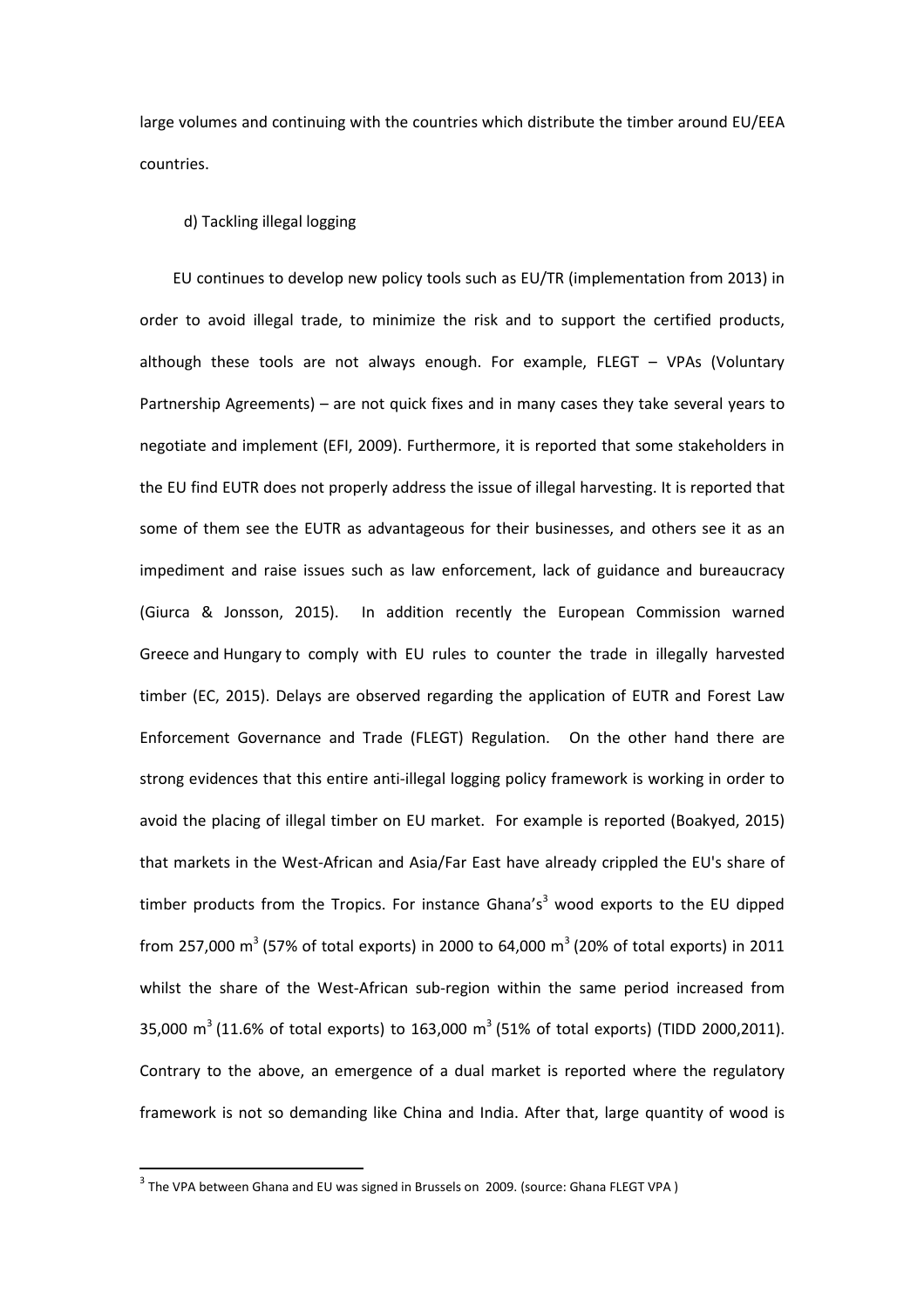large volumes and continuing with the countries which distribute the timber around EU/EEA countries.

d) Tackling illegal logging

EU continues to develop new policy tools such as EU/TR (implementation from 2013) in order to avoid illegal trade, to minimize the risk and to support the certified products, although these tools are not always enough. For example, FLEGT – VPAs (Voluntary Partnership Agreements) – are not quick fixes and in many cases they take several years to negotiate and implement (EFI, 2009). Furthermore, it is reported that some stakeholders in the EU find EUTR does not properly address the issue of illegal harvesting. It is reported that some of them see the EUTR as advantageous for their businesses, and others see it as an impediment and raise issues such as law enforcement, lack of guidance and bureaucracy (Giurca & Jonsson, 2015). In addition recently the European Commission warned Greece and Hungary to comply with EU rules to counter the trade in illegally harvested timber (EC, 2015). Delays are observed regarding the application of EUTR and Forest Law Enforcement Governance and Trade (FLEGT) Regulation. On the other hand there are strong evidences that this entire anti-illegal logging policy framework is working in order to avoid the placing of illegal timber on EU market. For example is reported (Boakyed, 2015) that markets in the West-African and Asia/Far East have already crippled the EU's share of timber products from the Tropics. For instance Ghana's[3] wood exports to the EU dipped from 257,000 $m^3$ (57% of total exports) in 2000 to 64,000 $m^3$ (20% of total exports) in 2011 whilst the share of the West-African sub-region within the same period increased from 35,000 $m^3$ (11.6% of total exports) to 163,000 $m^3$ (51% of total exports) (TIDD 2000,2011). Contrary to the above, an emergence of a dual market is reported where the regulatory framework is not so demanding like China and India. After that, large quantity of wood is

[3] The VPA between Ghana and EU was signed in Brussels on 2009. (source: Ghana FLEGT VPA )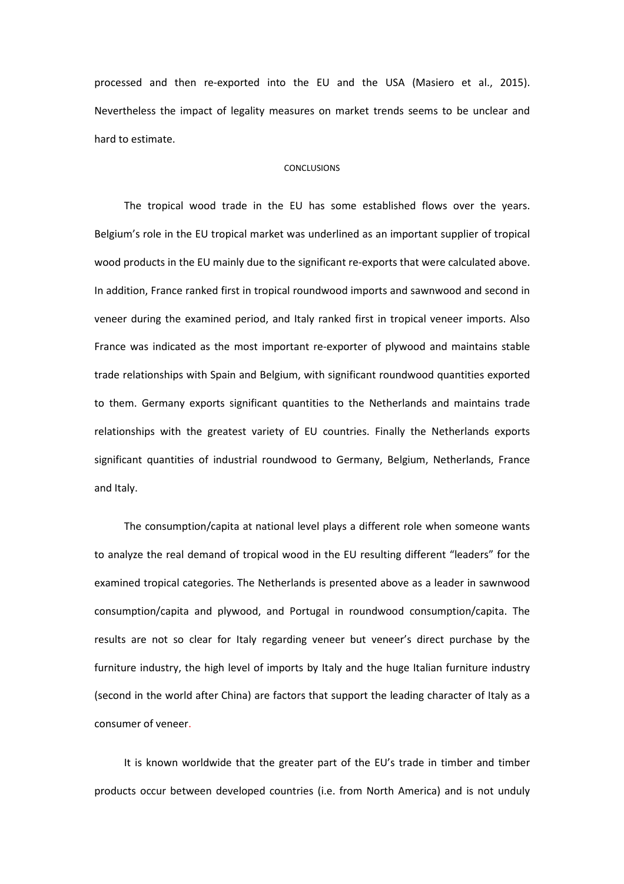processed and then re-exported into the EU and the USA (Masiero et al., 2015). Nevertheless the impact of legality measures on market trends seems to be unclear and hard to estimate.

## CONCLUSIONS

The tropical wood trade in the EU has some established flows over the years. Belgium's role in the EU tropical market was underlined as an important supplier of tropical wood products in the EU mainly due to the significant re-exports that were calculated above. In addition, France ranked first in tropical roundwood imports and sawnwood and second in veneer during the examined period, and Italy ranked first in tropical veneer imports. Also France was indicated as the most important re-exporter of plywood and maintains stable trade relationships with Spain and Belgium, with significant roundwood quantities exported to them. Germany exports significant quantities to the Netherlands and maintains trade relationships with the greatest variety of EU countries. Finally the Netherlands exports significant quantities of industrial roundwood to Germany, Belgium, Netherlands, France and Italy.

The consumption/capita at national level plays a different role when someone wants to analyze the real demand of tropical wood in the EU resulting different "leaders" for the examined tropical categories. The Netherlands is presented above as a leader in sawnwood consumption/capita and plywood, and Portugal in roundwood consumption/capita. The results are not so clear for Italy regarding veneer but veneer's direct purchase by the furniture industry, the high level of imports by Italy and the huge Italian furniture industry (second in the world after China) are factors that support the leading character of Italy as a consumer of veneer.

It is known worldwide that the greater part of the EU's trade in timber and timber products occur between developed countries (i.e. from North America) and is not unduly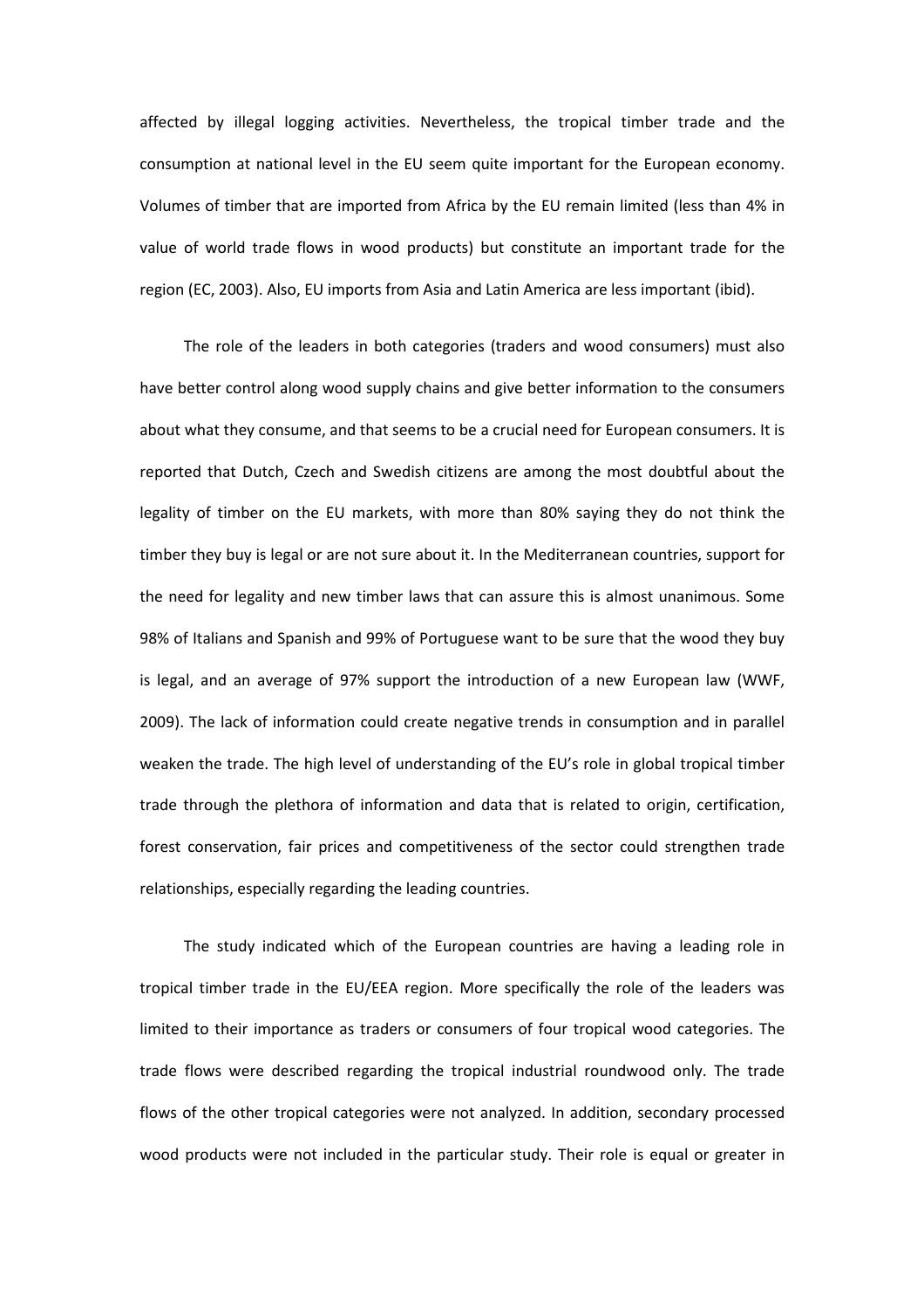affected by illegal logging activities. Nevertheless, the tropical timber trade and the consumption at national level in the EU seem quite important for the European economy. Volumes of timber that are imported from Africa by the EU remain limited (less than 4% in value of world trade flows in wood products) but constitute an important trade for the region (EC, 2003). Also, EU imports from Asia and Latin America are less important (ibid).

The role of the leaders in both categories (traders and wood consumers) must also have better control along wood supply chains and give better information to the consumers about what they consume, and that seems to be a crucial need for European consumers. It is reported that Dutch, Czech and Swedish citizens are among the most doubtful about the legality of timber on the EU markets, with more than 80% saying they do not think the timber they buy is legal or are not sure about it. In the Mediterranean countries, support for the need for legality and new timber laws that can assure this is almost unanimous. Some 98% of Italians and Spanish and 99% of Portuguese want to be sure that the wood they buy is legal, and an average of 97% support the introduction of a new European law (WWF, 2009). The lack of information could create negative trends in consumption and in parallel weaken the trade. The high level of understanding of the EU's role in global tropical timber trade through the plethora of information and data that is related to origin, certification, forest conservation, fair prices and competitiveness of the sector could strengthen trade relationships, especially regarding the leading countries.

The study indicated which of the European countries are having a leading role in tropical timber trade in the EU/EEA region. More specifically the role of the leaders was limited to their importance as traders or consumers of four tropical wood categories. The trade flows were described regarding the tropical industrial roundwood only. The trade flows of the other tropical categories were not analyzed. In addition, secondary processed wood products were not included in the particular study. Their role is equal or greater in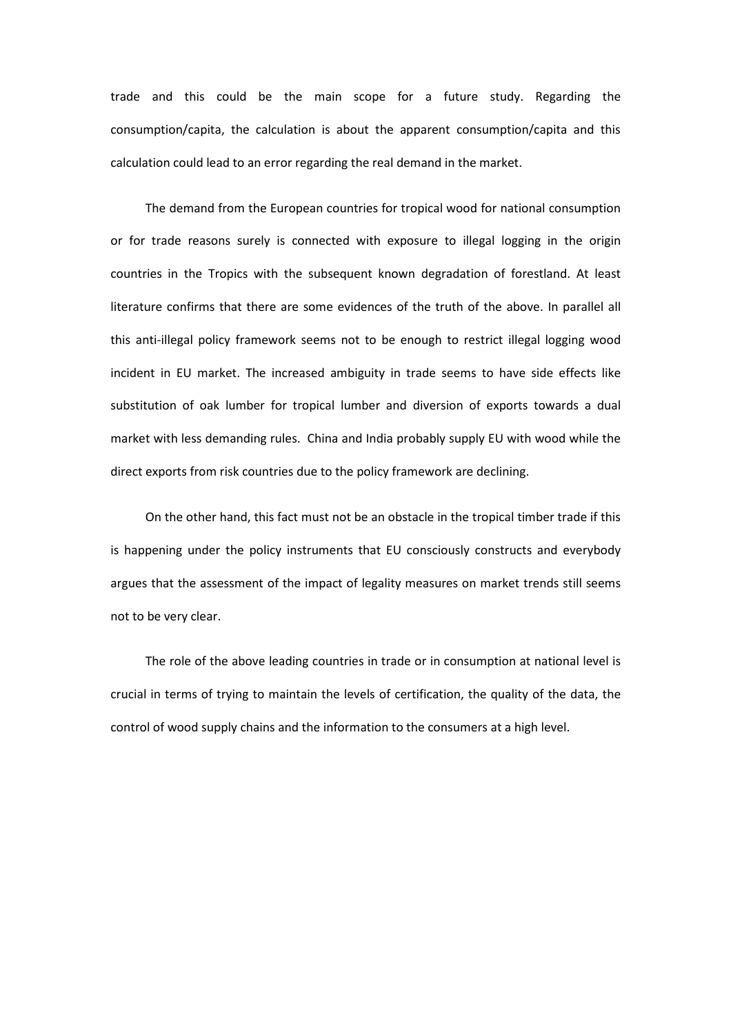trade and this could be the main scope for a future study. Regarding the consumption/capita, the calculation is about the apparent consumption/capita and this calculation could lead to an error regarding the real demand in the market.

The demand from the European countries for tropical wood for national consumption or for trade reasons surely is connected with exposure to illegal logging in the origin countries in the Tropics with the subsequent known degradation of forestland. At least literature confirms that there are some evidences of the truth of the above. In parallel all this anti-illegal policy framework seems not to be enough to restrict illegal logging wood incident in EU market. The increased ambiguity in trade seems to have side effects like substitution of oak lumber for tropical lumber and diversion of exports towards a dual market with less demanding rules. China and India probably supply EU with wood while the direct exports from risk countries due to the policy framework are declining.

On the other hand, this fact must not be an obstacle in the tropical timber trade if this is happening under the policy instruments that EU consciously constructs and everybody argues that the assessment of the impact of legality measures on market trends still seems not to be very clear.

The role of the above leading countries in trade or in consumption at national level is crucial in terms of trying to maintain the levels of certification, the quality of the data, the control of wood supply chains and the information to the consumers at a high level.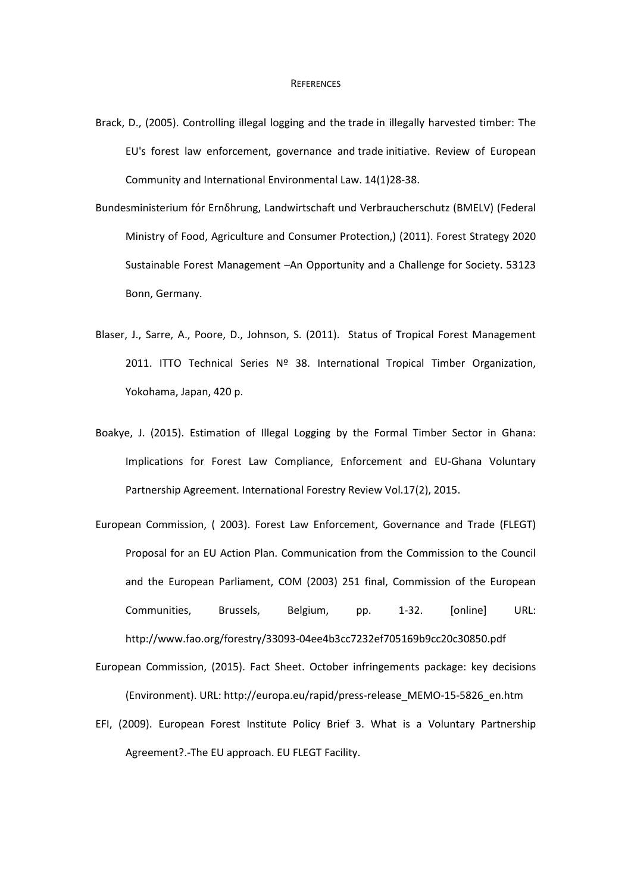# REFERENCES

Brack, D., (2005). Controlling illegal logging and the trade in illegally harvested timber: The EU's forest law enforcement, governance and trade initiative. Review of European Community and International Environmental Law. 14(1)28-38.

Bundesministerium fόr Ernδhrung, Landwirtschaft und Verbraucherschutz (BMELV) (Federal Ministry of Food, Agriculture and Consumer Protection,) (2011). Forest Strategy 2020 Sustainable Forest Management –An Opportunity and a Challenge for Society. 53123 Bonn, Germany.

Blaser, J., Sarre, A., Poore, D., Johnson, S. (2011). Status of Tropical Forest Management 2011. ITTO Technical Series Nº 38. International Tropical Timber Organization, Yokohama, Japan, 420 p.

Boakye, J. (2015). Estimation of Illegal Logging by the Formal Timber Sector in Ghana: Implications for Forest Law Compliance, Enforcement and EU-Ghana Voluntary Partnership Agreement. International Forestry Review Vol.17(2), 2015.

European Commission, ( 2003). Forest Law Enforcement, Governance and Trade (FLEGT) Proposal for an EU Action Plan. Communication from the Commission to the Council and the European Parliament, COM (2003) 251 final, Commission of the European Communities, Brussels, Belgium, pp. 1-32. [online] URL: http://www.fao.org/forestry/33093-04ee4b3cc7232ef705169b9cc20c30850.pdf

European Commission, (2015). Fact Sheet. October infringements package: key decisions (Environment). URL: http://europa.eu/rapid/press-release_MEMO-15-5826_en.htm

EFI, (2009). European Forest Institute Policy Brief 3. What is a Voluntary Partnership Agreement?.-The EU approach. EU FLEGT Facility.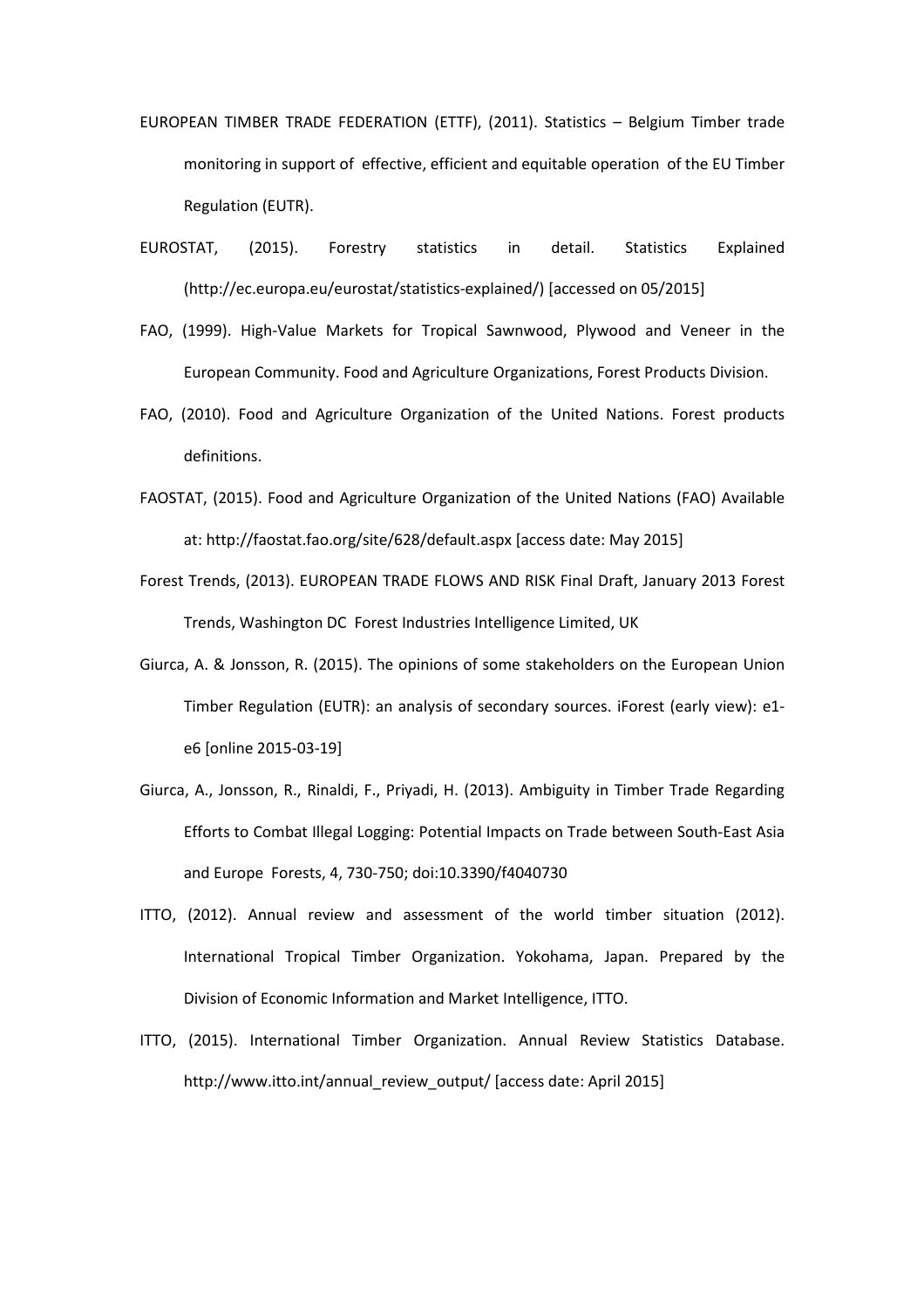EUROPEAN TIMBER TRADE FEDERATION (ETTF), (2011). Statistics – Belgium Timber trade monitoring in support of effective, efficient and equitable operation of the EU Timber Regulation (EUTR).

EUROSTAT, (2015). Forestry statistics in detail. Statistics Explained (http://ec.europa.eu/eurostat/statistics-explained/) [accessed on 05/2015]

FAO, (1999). High-Value Markets for Tropical Sawnwood, Plywood and Veneer in the European Community. Food and Agriculture Organizations, Forest Products Division.

FAO, (2010). Food and Agriculture Organization of the United Nations. Forest products definitions.

FAOSTAT, (2015). Food and Agriculture Organization of the United Nations (FAO) Available at: http://faostat.fao.org/site/628/default.aspx [access date: May 2015]

Forest Trends, (2013). EUROPEAN TRADE FLOWS AND RISK Final Draft, January 2013 Forest Trends, Washington DC Forest Industries Intelligence Limited, UK

Giurca, A. & Jonsson, R. (2015). The opinions of some stakeholders on the European Union Timber Regulation (EUTR): an analysis of secondary sources. iForest (early view): e1-e6 [online 2015-03-19]

Giurca, A., Jonsson, R., Rinaldi, F., Priyadi, H. (2013). Ambiguity in Timber Trade Regarding Efforts to Combat Illegal Logging: Potential Impacts on Trade between South-East Asia and Europe Forests, 4, 730-750; doi:10.3390/f4040730

ITTO, (2012). Annual review and assessment of the world timber situation (2012). International Tropical Timber Organization. Yokohama, Japan. Prepared by the Division of Economic Information and Market Intelligence, ITTO.

ITTO, (2015). International Timber Organization. Annual Review Statistics Database. http://www.itto.int/annual_review_output/ [access date: April 2015]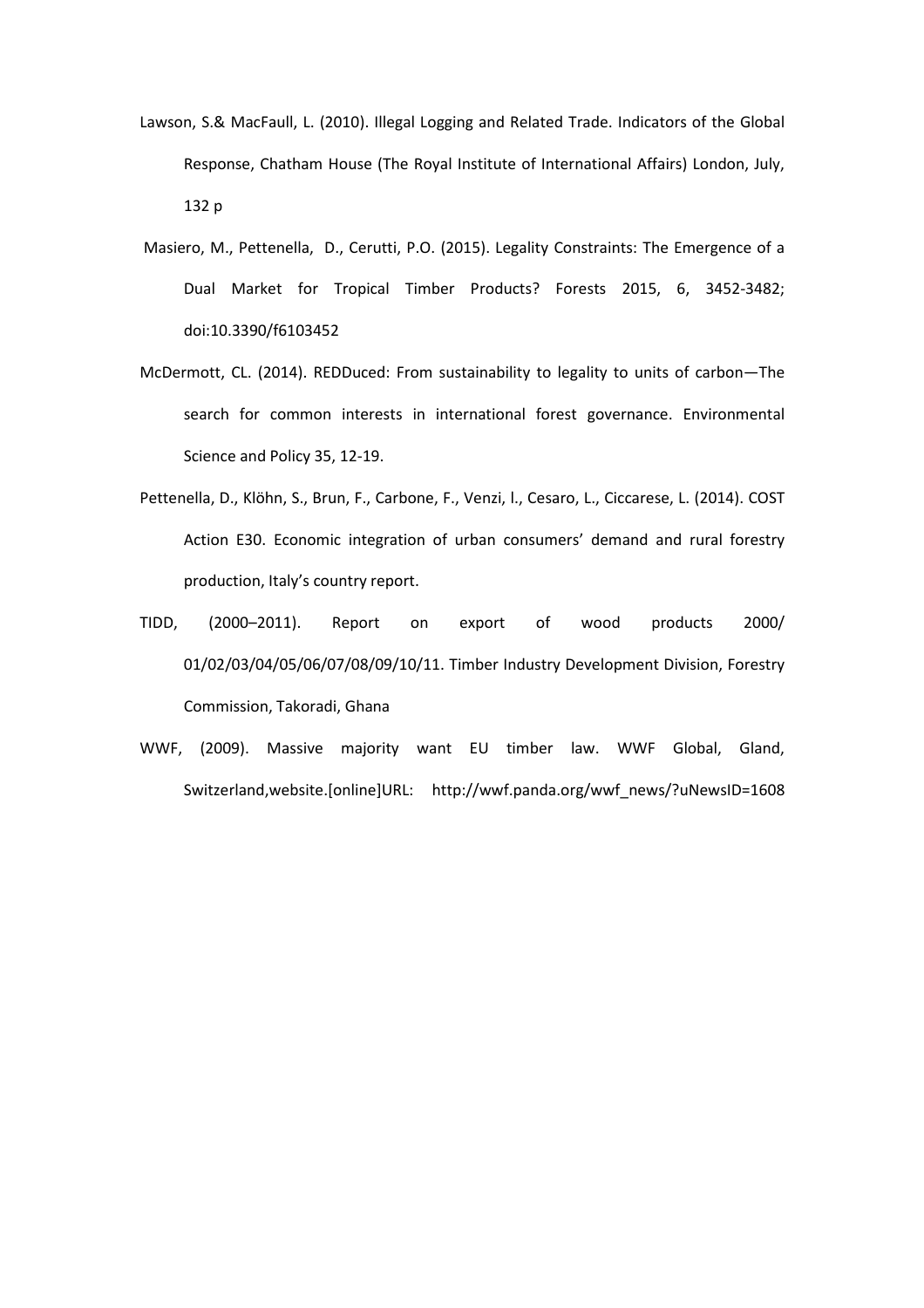Lawson, S.& MacFaull, L. (2010). Illegal Logging and Related Trade. Indicators of the Global Response, Chatham House (The Royal Institute of International Affairs) London, July, 132 p

Masiero, M., Pettenella, D., Cerutti, P.O. (2015). Legality Constraints: The Emergence of a Dual Market for Tropical Timber Products? Forests 2015, 6, 3452-3482; doi:10.3390/f6103452

McDermott, CL. (2014). REDDuced: From sustainability to legality to units of carbon—The search for common interests in international forest governance. Environmental Science and Policy 35, 12-19.

Pettenella, D., Klöhn, S., Brun, F., Carbone, F., Venzi, l., Cesaro, L., Ciccarese, L. (2014). COST Action E30. Economic integration of urban consumers' demand and rural forestry production, Italy's country report.

TIDD, (2000–2011). Report on export of wood products 2000/ 01/02/03/04/05/06/07/08/09/10/11. Timber Industry Development Division, Forestry Commission, Takoradi, Ghana

WWF, (2009). Massive majority want EU timber law. WWF Global, Gland, Switzerland,website.[online]URL: http://wwf.panda.org/wwf_news/?uNewsID=1608